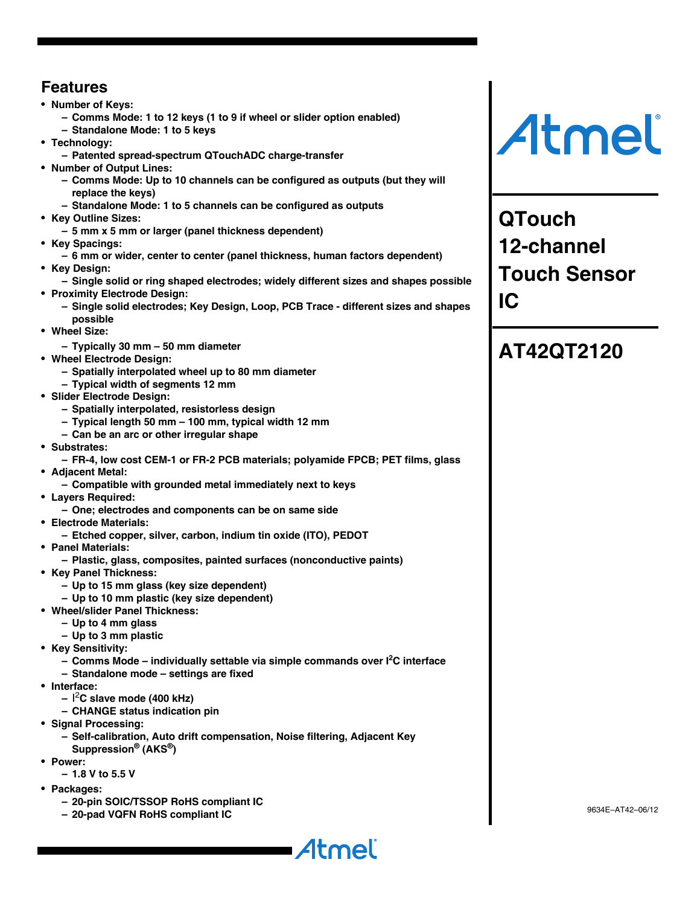# QTouch 12-channel Touch Sensor IC

# AT42QT2120

## Features

- **Number of Keys:**
  - Comms Mode: 1 to 12 keys (1 to 9 if wheel or slider option enabled)
  - Standalone Mode: 1 to 5 keys
- **Technology:**
  - Patented spread-spectrum QTouchADC charge-transfer
- **Number of Output Lines:**
  - Comms Mode: Up to 10 channels can be configured as outputs (but they will replace the keys)
  - Standalone Mode: 1 to 5 channels can be configured as outputs
- **Key Outline Sizes:**
  - 5 mm x 5 mm or larger (panel thickness dependent)
- **Key Spacings:**
  - 6 mm or wider, center to center (panel thickness, human factors dependent)
- **Key Design:**
  - Single solid or ring shaped electrodes; widely different sizes and shapes possible
- **Proximity Electrode Design:**
  - Single solid electrodes; Key Design, Loop, PCB Trace - different sizes and shapes possible
- **Wheel Size:**
  - Typically 30 mm – 50 mm diameter
- **Wheel Electrode Design:**
  - Spatially interpolated wheel up to 80 mm diameter
  - Typical width of segments 12 mm
- **Slider Electrode Design:**
  - Spatially interpolated, resistorless design
  - Typical length 50 mm – 100 mm, typical width 12 mm
  - Can be an arc or other irregular shape
- **Substrates:**
  - FR-4, low cost CEM-1 or FR-2 PCB materials; polyamide FPCB; PET films, glass
- **Adjacent Metal:**
  - Compatible with grounded metal immediately next to keys
- **Layers Required:**
  - One; electrodes and components can be on same side
- **Electrode Materials:**
  - Etched copper, silver, carbon, indium tin oxide (ITO), PEDOT
- **Panel Materials:**
  - Plastic, glass, composites, painted surfaces (nonconductive paints)
- **Key Panel Thickness:**
  - Up to 15 mm glass (key size dependent)
  - Up to 10 mm plastic (key size dependent)
- **Wheel/slider Panel Thickness:**
  - Up to 4 mm glass
  - Up to 3 mm plastic
- **Key Sensitivity:**
  - Comms Mode – individually settable via simple commands over I²C interface
  - Standalone mode – settings are fixed
- **Interface:**
  - I²C slave mode (400 kHz)
  - CHANGE status indication pin
- **Signal Processing:**
  - Self-calibration, Auto drift compensation, Noise filtering, Adjacent Key Suppression® (AKS®)
- **Power:**
  - 1.8 V to 5.5 V
- **Packages:**
  - 20-pin SOIC/TSSOP RoHS compliant IC
  - 20-pad VQFN RoHS compliant IC

9634E–AT42–06/12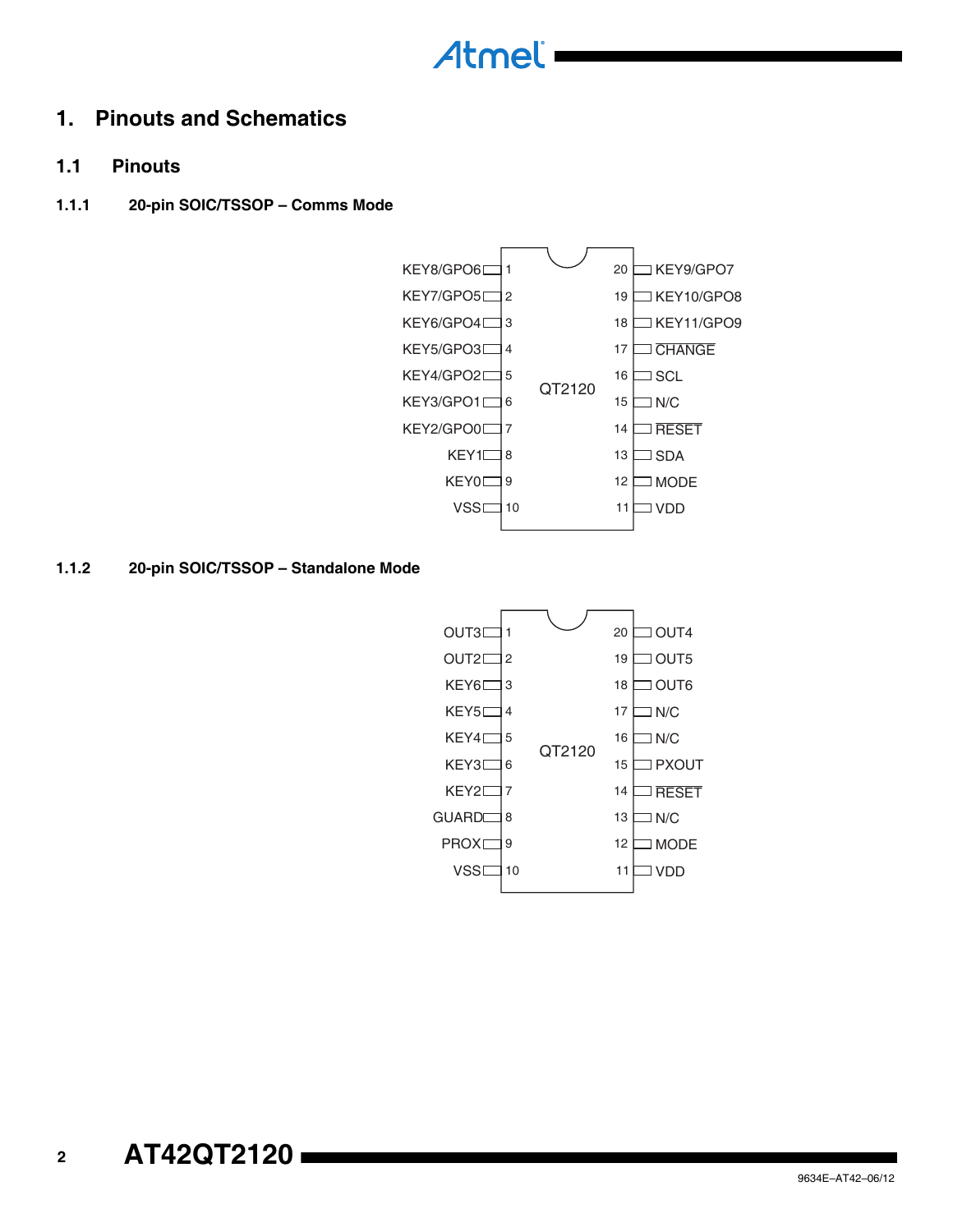# 1. Pinouts and Schematics

## 1.1 Pinouts

### 1.1.1 20-pin SOIC/TSSOP – Comms Mode

QT2120

| Pin | Name | Pin | Name |
|---|---|---|---|
| 1 | KEY8/GPO6 | 20 | KEY9/GPO7 |
| 2 | KEY7/GPO5 | 19 | KEY10/GPO8 |
| 3 | KEY6/GPO4 | 18 | KEY11/GPO9 |
| 4 | KEY5/GPO3 | 17 | $\overline{\text{CHANGE}}$ |
| 5 | KEY4/GPO2 | 16 | SCL |
| 6 | KEY3/GPO1 | 15 | N/C |
| 7 | KEY2/GPO0 | 14 | $\overline{\text{RESET}}$ |
| 8 | KEY1 | 13 | SDA |
| 9 | KEY0 | 12 | MODE |
| 10 | VSS | 11 | VDD |

### 1.1.2 20-pin SOIC/TSSOP – Standalone Mode

QT2120

| Pin | Name | Pin | Name |
|---|---|---|---|
| 1 | OUT3 | 20 | OUT4 |
| 2 | OUT2 | 19 | OUT5 |
| 3 | KEY6 | 18 | OUT6 |
| 4 | KEY5 | 17 | N/C |
| 5 | KEY4 | 16 | N/C |
| 6 | KEY3 | 15 | PXOUT |
| 7 | KEY2 | 14 | $\overline{\text{RESET}}$ |
| 8 | GUARD | 13 | N/C |
| 9 | PROX | 12 | MODE |
| 10 | VSS | 11 | VDD |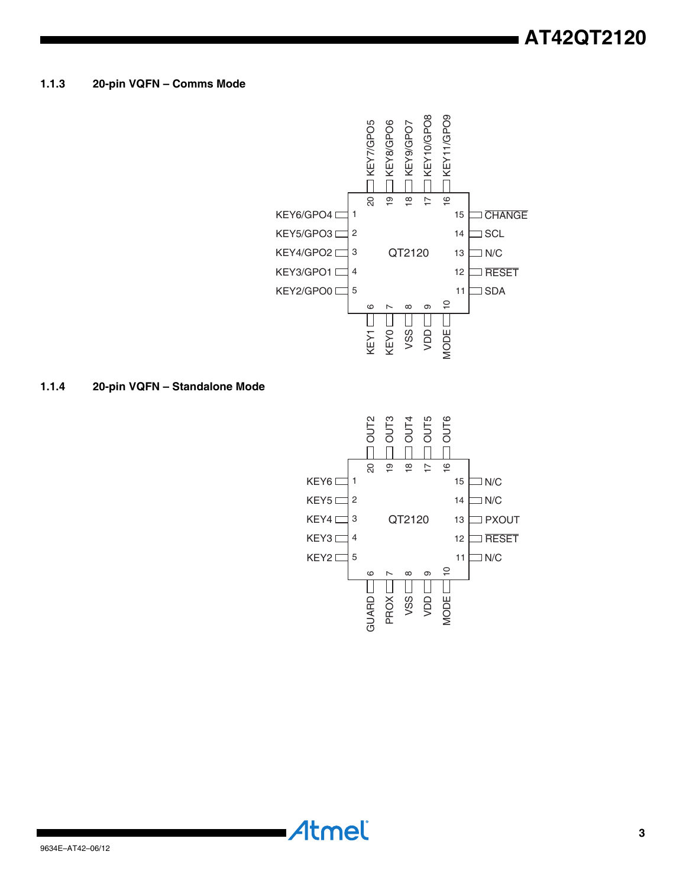### 1.1.3 20-pin VQFN – Comms Mode

KEY7/GPO5
KEY8/GPO6
KEY9/GPO7
KEY10/GPO8
KEY11/GPO9
20
19
18
17
16
KEY6/GPO4 1
KEY5/GPO3 2
KEY4/GPO2 3
KEY3/GPO1 4
KEY2/GPO0 5
QT2120
15 CHANGE
14 SCL
13 N/C
12 RESET
11 SDA
6
7
8
9
10
KEY1
KEY0
VSS
VDD
MODE

### 1.1.4 20-pin VQFN – Standalone Mode

OUT2
OUT3
OUT4
OUT5
OUT6
20
19
18
17
16
KEY6 1
KEY5 2
KEY4 3
KEY3 4
KEY2 5
QT2120
15 N/C
14 N/C
13 PXOUT
12 RESET
11 N/C
6
7
8
9
10
GUARD
PROX
VSS
VDD
MODE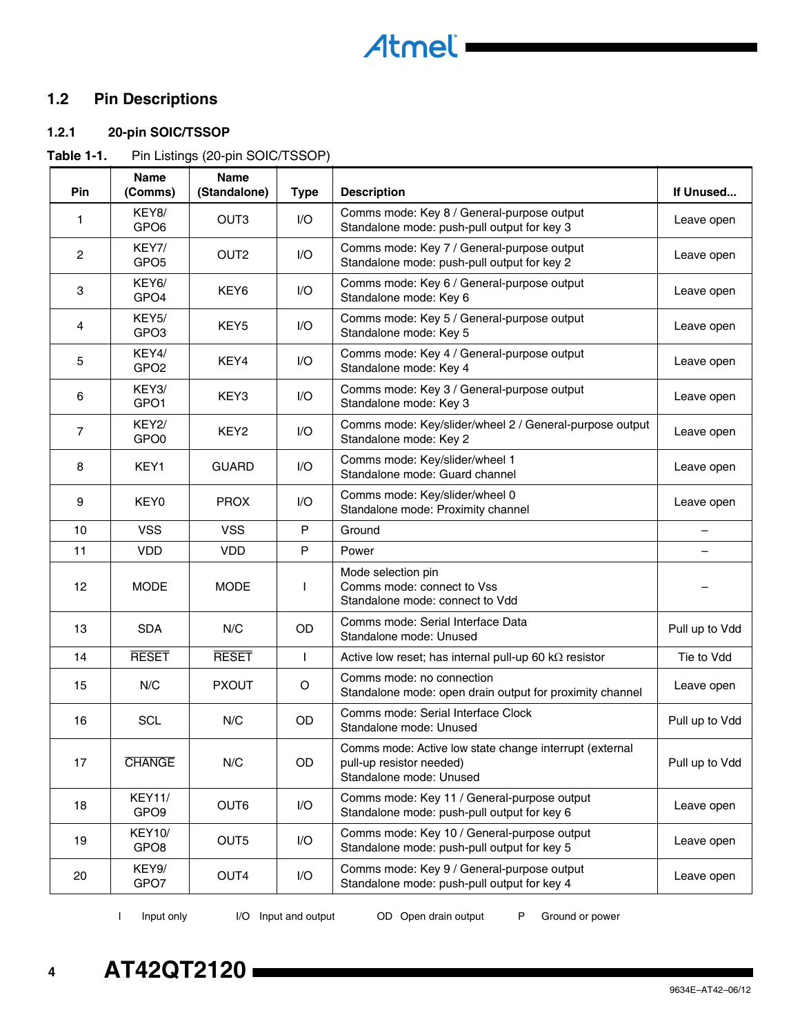## 1.2 Pin Descriptions

### 1.2.1 20-pin SOIC/TSSOP

**Table 1-1.** Pin Listings (20-pin SOIC/TSSOP)

| Pin | Name (Comms) | Name (Standalone) | Type | Description | If Unused... |
|---|---|---|---|---|---|
| 1 | KEY8/ GPO6 | OUT3 | I/O | Comms mode: Key 8 / General-purpose output<br>Standalone mode: push-pull output for key 3 | Leave open |
| 2 | KEY7/ GPO5 | OUT2 | I/O | Comms mode: Key 7 / General-purpose output<br>Standalone mode: push-pull output for key 2 | Leave open |
| 3 | KEY6/ GPO4 | KEY6 | I/O | Comms mode: Key 6 / General-purpose output<br>Standalone mode: Key 6 | Leave open |
| 4 | KEY5/ GPO3 | KEY5 | I/O | Comms mode: Key 5 / General-purpose output<br>Standalone mode: Key 5 | Leave open |
| 5 | KEY4/ GPO2 | KEY4 | I/O | Comms mode: Key 4 / General-purpose output<br>Standalone mode: Key 4 | Leave open |
| 6 | KEY3/ GPO1 | KEY3 | I/O | Comms mode: Key 3 / General-purpose output<br>Standalone mode: Key 3 | Leave open |
| 7 | KEY2/ GPO0 | KEY2 | I/O | Comms mode: Key/slider/wheel 2 / General-purpose output<br>Standalone mode: Key 2 | Leave open |
| 8 | KEY1 | GUARD | I/O | Comms mode: Key/slider/wheel 1<br>Standalone mode: Guard channel | Leave open |
| 9 | KEY0 | PROX | I/O | Comms mode: Key/slider/wheel 0<br>Standalone mode: Proximity channel | Leave open |
| 10 | VSS | VSS | P | Ground | – |
| 11 | VDD | VDD | P | Power | – |
| 12 | MODE | MODE | I | Mode selection pin<br>Comms mode: connect to Vss<br>Standalone mode: connect to Vdd | – |
| 13 | SDA | N/C | OD | Comms mode: Serial Interface Data<br>Standalone mode: Unused | Pull up to Vdd |
| 14 | $\overline{\text{RESET}}$ | $\overline{\text{RESET}}$ | I | Active low reset; has internal pull-up 60 kΩ resistor | Tie to Vdd |
| 15 | N/C | PXOUT | O | Comms mode: no connection<br>Standalone mode: open drain output for proximity channel | Leave open |
| 16 | SCL | N/C | OD | Comms mode: Serial Interface Clock<br>Standalone mode: Unused | Pull up to Vdd |
| 17 | $\overline{\text{CHANGE}}$ | N/C | OD | Comms mode: Active low state change interrupt (external pull-up resistor needed)<br>Standalone mode: Unused | Pull up to Vdd |
| 18 | KEY11/ GPO9 | OUT6 | I/O | Comms mode: Key 11 / General-purpose output<br>Standalone mode: push-pull output for key 6 | Leave open |
| 19 | KEY10/ GPO8 | OUT5 | I/O | Comms mode: Key 10 / General-purpose output<br>Standalone mode: push-pull output for key 5 | Leave open |
| 20 | KEY9/ GPO7 | OUT4 | I/O | Comms mode: Key 9 / General-purpose output<br>Standalone mode: push-pull output for key 4 | Leave open |

I Input only    I/O Input and output    OD Open drain output    P Ground or power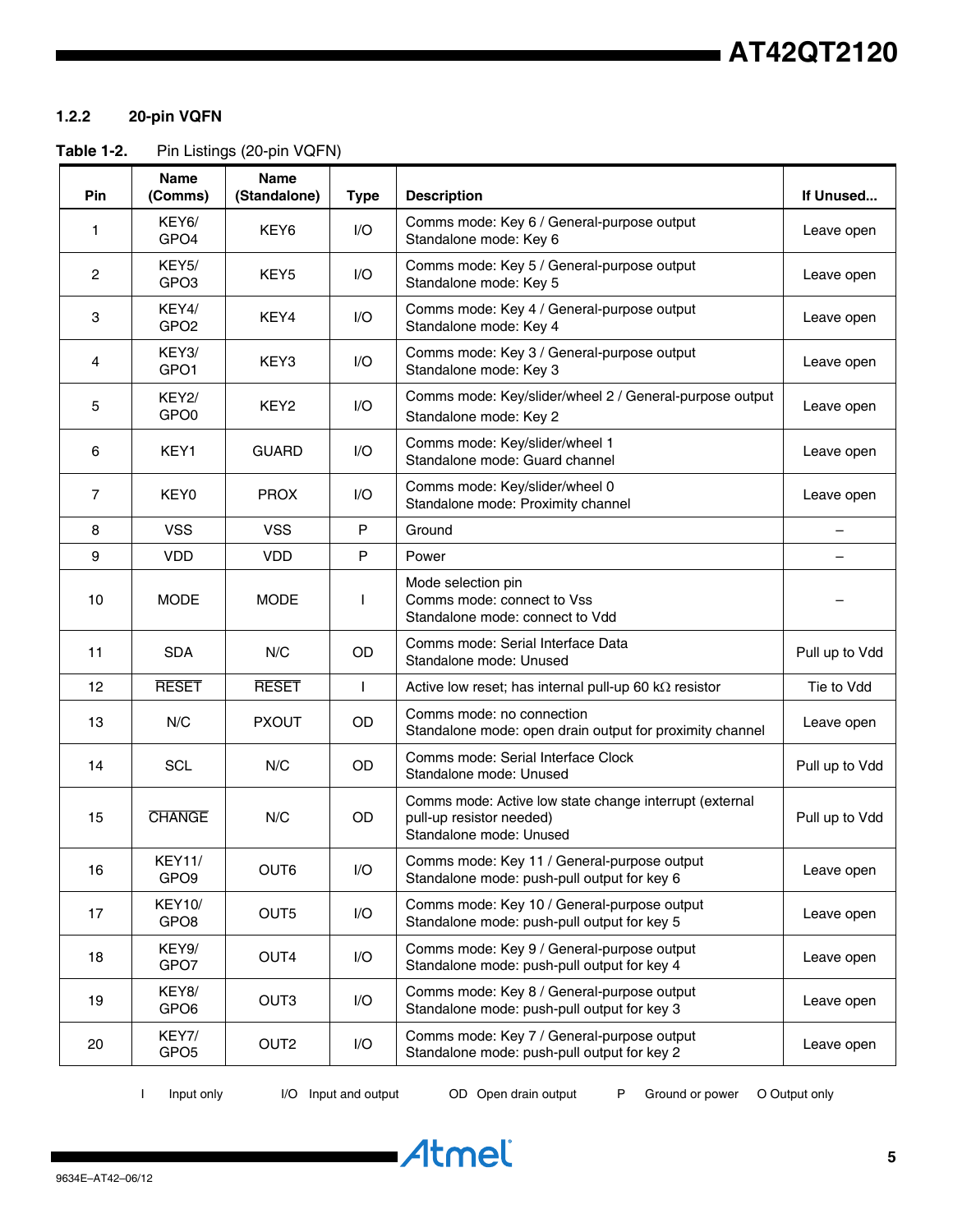### 1.2.2 20-pin VQFN

**Table 1-2.** Pin Listings (20-pin VQFN)

| Pin | Name (Comms) | Name (Standalone) | Type | Description | If Unused... |
|---|---|---|---|---|---|
| 1 | KEY6/ GPO4 | KEY6 | I/O | Comms mode: Key 6 / General-purpose output<br>Standalone mode: Key 6 | Leave open |
| 2 | KEY5/ GPO3 | KEY5 | I/O | Comms mode: Key 5 / General-purpose output<br>Standalone mode: Key 5 | Leave open |
| 3 | KEY4/ GPO2 | KEY4 | I/O | Comms mode: Key 4 / General-purpose output<br>Standalone mode: Key 4 | Leave open |
| 4 | KEY3/ GPO1 | KEY3 | I/O | Comms mode: Key 3 / General-purpose output<br>Standalone mode: Key 3 | Leave open |
| 5 | KEY2/ GPO0 | KEY2 | I/O | Comms mode: Key/slider/wheel 2 / General-purpose output<br>Standalone mode: Key 2 | Leave open |
| 6 | KEY1 | GUARD | I/O | Comms mode: Key/slider/wheel 1<br>Standalone mode: Guard channel | Leave open |
| 7 | KEY0 | PROX | I/O | Comms mode: Key/slider/wheel 0<br>Standalone mode: Proximity channel | Leave open |
| 8 | VSS | VSS | P | Ground | – |
| 9 | VDD | VDD | P | Power | – |
| 10 | MODE | MODE | I | Mode selection pin<br>Comms mode: connect to Vss<br>Standalone mode: connect to Vdd | – |
| 11 | SDA | N/C | OD | Comms mode: Serial Interface Data<br>Standalone mode: Unused | Pull up to Vdd |
| 12 | $\overline{\text{RESET}}$ | $\overline{\text{RESET}}$ | I | Active low reset; has internal pull-up 60 kΩ resistor | Tie to Vdd |
| 13 | N/C | PXOUT | OD | Comms mode: no connection<br>Standalone mode: open drain output for proximity channel | Leave open |
| 14 | SCL | N/C | OD | Comms mode: Serial Interface Clock<br>Standalone mode: Unused | Pull up to Vdd |
| 15 | $\overline{\text{CHANGE}}$ | N/C | OD | Comms mode: Active low state change interrupt (external pull-up resistor needed)<br>Standalone mode: Unused | Pull up to Vdd |
| 16 | KEY11/ GPO9 | OUT6 | I/O | Comms mode: Key 11 / General-purpose output<br>Standalone mode: push-pull output for key 6 | Leave open |
| 17 | KEY10/ GPO8 | OUT5 | I/O | Comms mode: Key 10 / General-purpose output<br>Standalone mode: push-pull output for key 5 | Leave open |
| 18 | KEY9/ GPO7 | OUT4 | I/O | Comms mode: Key 9 / General-purpose output<br>Standalone mode: push-pull output for key 4 | Leave open |
| 19 | KEY8/ GPO6 | OUT3 | I/O | Comms mode: Key 8 / General-purpose output<br>Standalone mode: push-pull output for key 3 | Leave open |
| 20 | KEY7/ GPO5 | OUT2 | I/O | Comms mode: Key 7 / General-purpose output<br>Standalone mode: push-pull output for key 2 | Leave open |

I Input only    I/O Input and output    OD Open drain output    P Ground or power    O Output only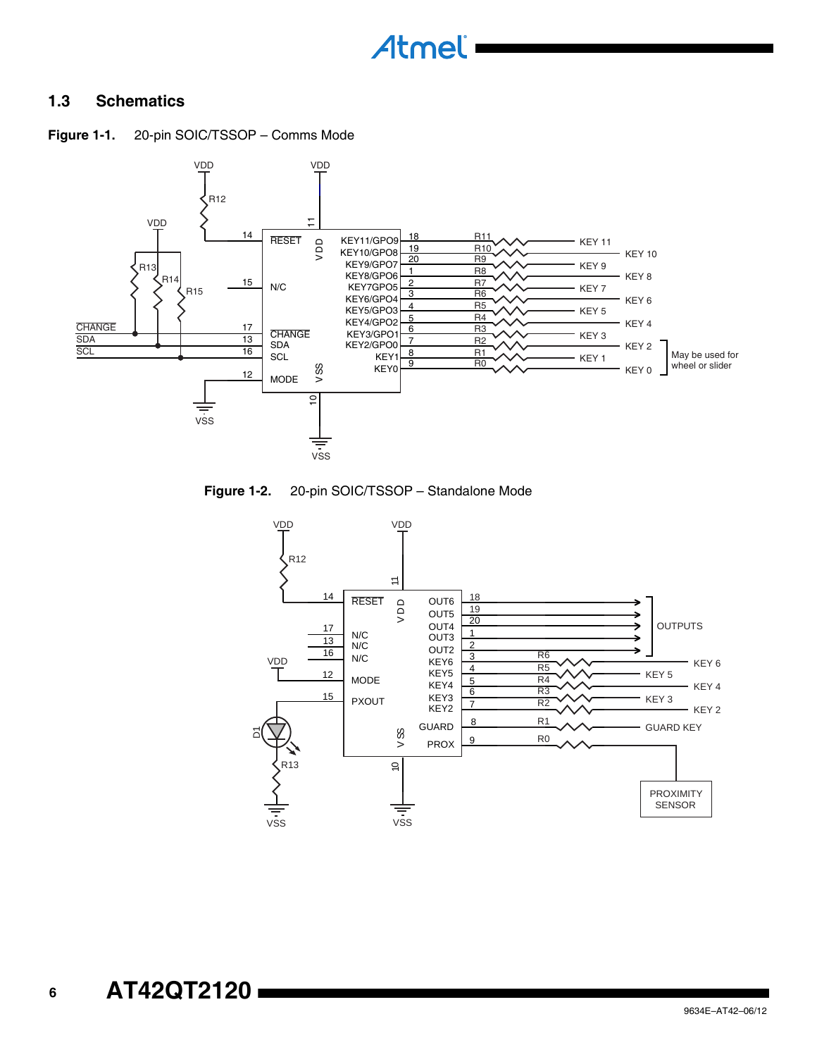## 1.3 Schematics

**Figure 1-1.** 20-pin SOIC/TSSOP – Comms Mode

VDD
VDD
R12
VDD
11
14
RESET
VDD
KEY11/GPO9
18
R11
KEY 11
KEY10/GPO8
19
R10
KEY 10
R13
KEY9/GPO7
20
R9
KEY 9
R14
KEY8/GPO6
1
R8
KEY 8
15
N/C
KEY7GPO5
2
R7
KEY 7
R15
KEY6/GPO4
3
R6
KEY 6
KEY5/GPO3
4
R5
KEY 5
CHANGE
17
KEY4/GPO2
5
R4
KEY 4
CHANGE
SDA
13
KEY3/GPO1
6
R3
KEY 3
SDA
SCL
16
KEY2/GPO0
7
R2
KEY 2
SCL
KEY1
8
R1
KEY 1
May be used for wheel or slider
VSS
KEY0
9
R0
KEY 0
12
MODE
10
VSS
VSS

**Figure 1-2.** 20-pin SOIC/TSSOP – Standalone Mode

VDD
VDD
R12
11
14
RESET
VDD
OUT6
18
OUT5
19
OUT4
20
OUTPUTS
17
OUT3
1
N/C
13
N/C
OUT2
2
16
N/C
KEY6
3
R6
KEY 6
VDD
KEY5
4
R5
KEY 5
12
MODE
KEY4
5
R4
KEY 4
KEY3
6
R3
KEY 3
15
PXOUT
KEY2
7
R2
KEY 2
GUARD
8
R1
GUARD KEY
D1
VSS
PROX
9
R0
R13
10
PROXIMITY SENSOR
VSS
VSS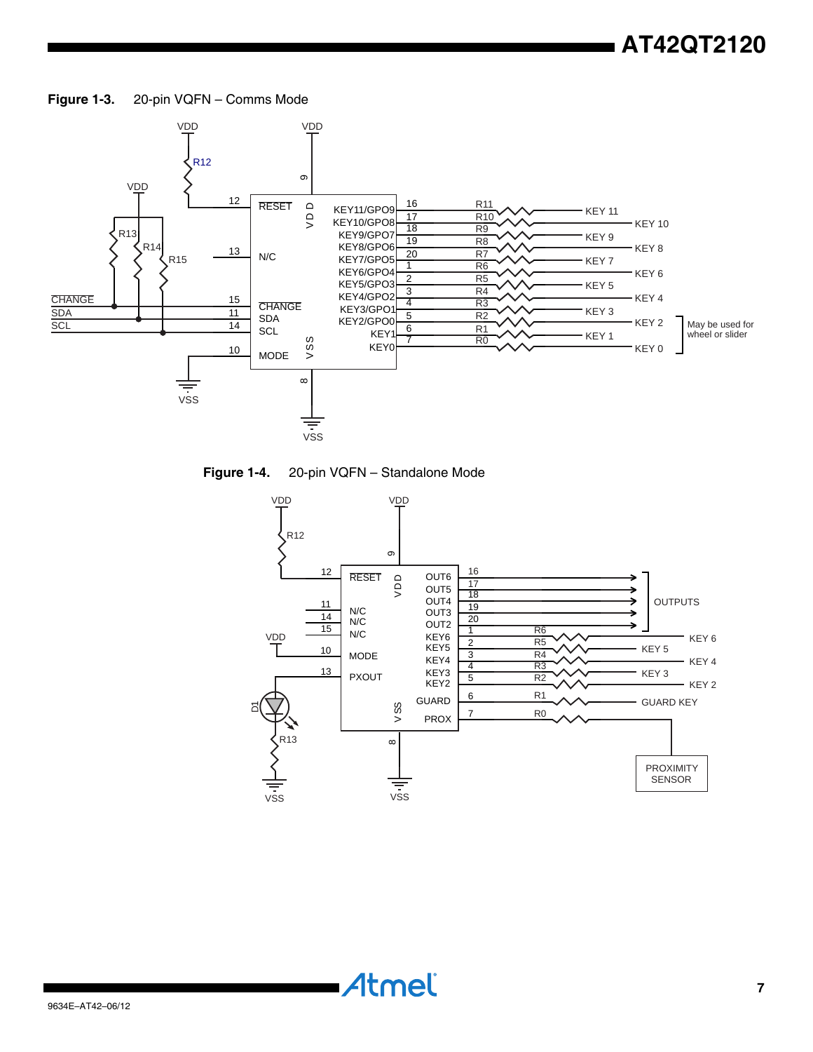**Figure 1-3.** 20-pin VQFN – Comms Mode

VDD
VDD
R12
9
VDD
12
RESET
VDD
KEY11/GPO9
16
R11
KEY 11
R13
KEY10/GPO8
17
R10
KEY 10
R14
KEY9/GPO7
18
R9
KEY 9
13
N/C
KEY8/GPO6
19
R8
KEY 8
R15
KEY7/GPO5
20
R7
KEY 7
KEY6/GPO4
1
R6
KEY 6
KEY5/GPO3
2
R5
KEY 5
KEY4/GPO2
3
R4
KEY 4
CHANGE
15
CHANGE
KEY3/GPO1
4
R3
KEY 3
SDA
11
SDA
KEY2/GPO0
5
R2
KEY 2
SCL
14
SCL
KEY1
6
R1
KEY 1
May be used for wheel or slider
VSS
KEY0
7
R0
KEY 0
10
MODE
8
VSS
VSS

**Figure 1-4.** 20-pin VQFN – Standalone Mode

VDD
VDD
R12
9
12
RESET
VDD
OUT6
16
OUT5
17
OUT4
18
OUTPUTS
11
N/C
OUT3
19
14
N/C
OUT2
20
15
N/C
KEY6
1
R6
KEY 6
VDD
KEY5
2
R5
KEY 5
10
MODE
KEY4
3
R4
KEY 4
KEY3
4
R3
KEY 3
13
PXOUT
KEY2
5
R2
KEY 2
GUARD
6
R1
GUARD KEY
D1
VSS
PROX
7
R0
R13
8
PROXIMITY SENSOR
VSS
VSS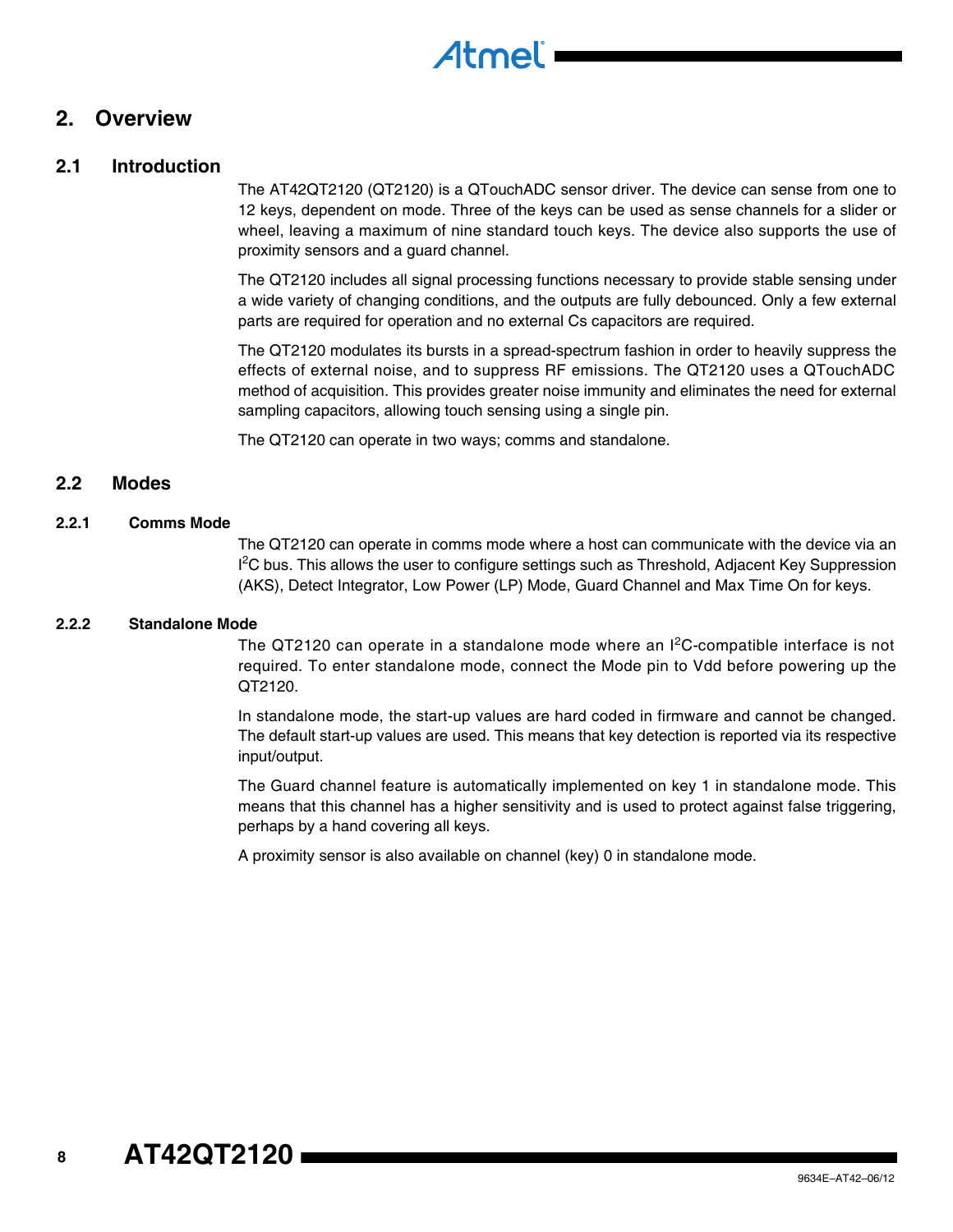# 2. Overview

## 2.1 Introduction

The AT42QT2120 (QT2120) is a QTouchADC sensor driver. The device can sense from one to 12 keys, dependent on mode. Three of the keys can be used as sense channels for a slider or wheel, leaving a maximum of nine standard touch keys. The device also supports the use of proximity sensors and a guard channel.

The QT2120 includes all signal processing functions necessary to provide stable sensing under a wide variety of changing conditions, and the outputs are fully debounced. Only a few external parts are required for operation and no external Cs capacitors are required.

The QT2120 modulates its bursts in a spread-spectrum fashion in order to heavily suppress the effects of external noise, and to suppress RF emissions. The QT2120 uses a QTouchADC method of acquisition. This provides greater noise immunity and eliminates the need for external sampling capacitors, allowing touch sensing using a single pin.

The QT2120 can operate in two ways; comms and standalone.

## 2.2 Modes

### 2.2.1 Comms Mode

The QT2120 can operate in comms mode where a host can communicate with the device via an $I^2C$ bus. This allows the user to configure settings such as Threshold, Adjacent Key Suppression (AKS), Detect Integrator, Low Power (LP) Mode, Guard Channel and Max Time On for keys.

### 2.2.2 Standalone Mode

The QT2120 can operate in a standalone mode where an $I^2C$-compatible interface is not required. To enter standalone mode, connect the Mode pin to Vdd before powering up the QT2120.

In standalone mode, the start-up values are hard coded in firmware and cannot be changed. The default start-up values are used. This means that key detection is reported via its respective input/output.

The Guard channel feature is automatically implemented on key 1 in standalone mode. This means that this channel has a higher sensitivity and is used to protect against false triggering, perhaps by a hand covering all keys.

A proximity sensor is also available on channel (key) 0 in standalone mode.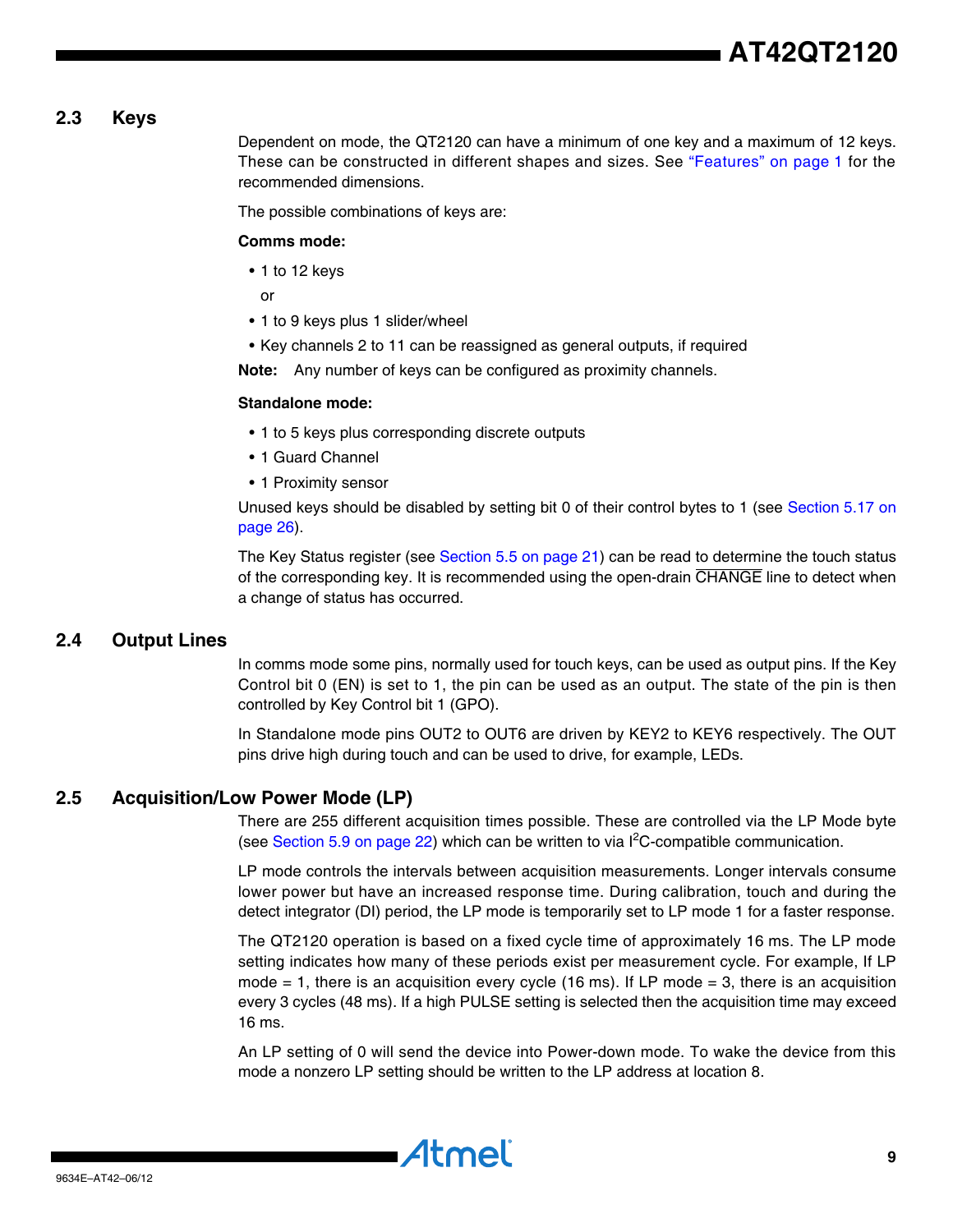## 2.3 Keys

Dependent on mode, the QT2120 can have a minimum of one key and a maximum of 12 keys. These can be constructed in different shapes and sizes. See "Features" on page 1 for the recommended dimensions.

The possible combinations of keys are:

**Comms mode:**

- 1 to 12 keys

  or

- 1 to 9 keys plus 1 slider/wheel
- Key channels 2 to 11 can be reassigned as general outputs, if required

**Note:** Any number of keys can be configured as proximity channels.

**Standalone mode:**

- 1 to 5 keys plus corresponding discrete outputs
- 1 Guard Channel
- 1 Proximity sensor

Unused keys should be disabled by setting bit 0 of their control bytes to 1 (see Section 5.17 on page 26).

The Key Status register (see Section 5.5 on page 21) can be read to determine the touch status of the corresponding key. It is recommended using the open-drain $\overline{\text{CHANGE}}$ line to detect when a change of status has occurred.

## 2.4 Output Lines

In comms mode some pins, normally used for touch keys, can be used as output pins. If the Key Control bit 0 (EN) is set to 1, the pin can be used as an output. The state of the pin is then controlled by Key Control bit 1 (GPO).

In Standalone mode pins OUT2 to OUT6 are driven by KEY2 to KEY6 respectively. The OUT pins drive high during touch and can be used to drive, for example, LEDs.

## 2.5 Acquisition/Low Power Mode (LP)

There are 255 different acquisition times possible. These are controlled via the LP Mode byte (see Section 5.9 on page 22) which can be written to via $I^2C$-compatible communication.

LP mode controls the intervals between acquisition measurements. Longer intervals consume lower power but have an increased response time. During calibration, touch and during the detect integrator (DI) period, the LP mode is temporarily set to LP mode 1 for a faster response.

The QT2120 operation is based on a fixed cycle time of approximately 16 ms. The LP mode setting indicates how many of these periods exist per measurement cycle. For example, If LP mode = 1, there is an acquisition every cycle (16 ms). If LP mode = 3, there is an acquisition every 3 cycles (48 ms). If a high PULSE setting is selected then the acquisition time may exceed 16 ms.

An LP setting of 0 will send the device into Power-down mode. To wake the device from this mode a nonzero LP setting should be written to the LP address at location 8.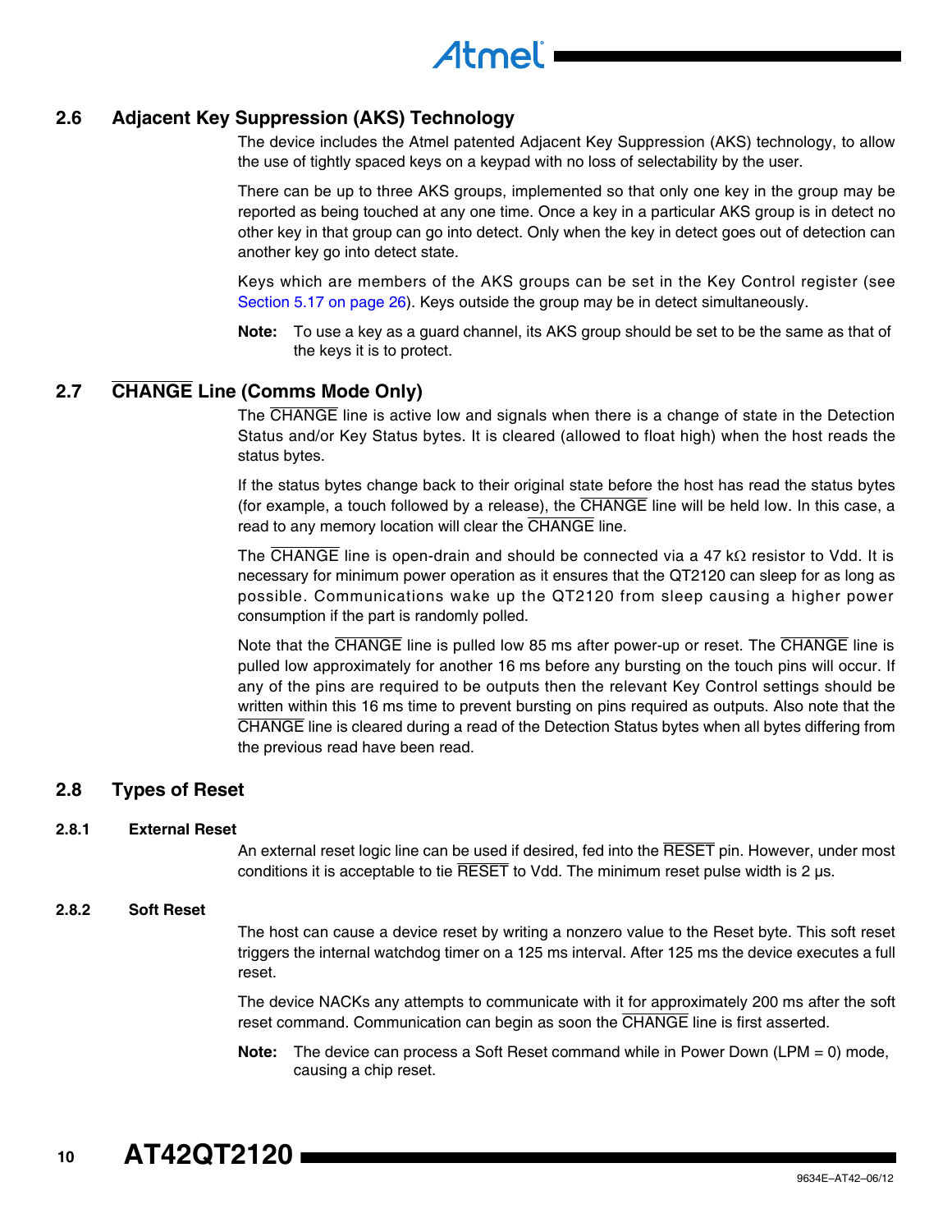## 2.6 Adjacent Key Suppression (AKS) Technology

The device includes the Atmel patented Adjacent Key Suppression (AKS) technology, to allow the use of tightly spaced keys on a keypad with no loss of selectability by the user.

There can be up to three AKS groups, implemented so that only one key in the group may be reported as being touched at any one time. Once a key in a particular AKS group is in detect no other key in that group can go into detect. Only when the key in detect goes out of detection can another key go into detect state.

Keys which are members of the AKS groups can be set in the Key Control register (see Section 5.17 on page 26). Keys outside the group may be in detect simultaneously.

**Note:** To use a key as a guard channel, its AKS group should be set to be the same as that of the keys it is to protect.

## 2.7 $\overline{\text{CHANGE}}$ Line (Comms Mode Only)

The $\overline{\text{CHANGE}}$ line is active low and signals when there is a change of state in the Detection Status and/or Key Status bytes. It is cleared (allowed to float high) when the host reads the status bytes.

If the status bytes change back to their original state before the host has read the status bytes (for example, a touch followed by a release), the $\overline{\text{CHANGE}}$ line will be held low. In this case, a read to any memory location will clear the $\overline{\text{CHANGE}}$ line.

The $\overline{\text{CHANGE}}$ line is open-drain and should be connected via a 47 kΩ resistor to Vdd. It is necessary for minimum power operation as it ensures that the QT2120 can sleep for as long as possible. Communications wake up the QT2120 from sleep causing a higher power consumption if the part is randomly polled.

Note that the $\overline{\text{CHANGE}}$ line is pulled low 85 ms after power-up or reset. The $\overline{\text{CHANGE}}$ line is pulled low approximately for another 16 ms before any bursting on the touch pins will occur. If any of the pins are required to be outputs then the relevant Key Control settings should be written within this 16 ms time to prevent bursting on pins required as outputs. Also note that the $\overline{\text{CHANGE}}$ line is cleared during a read of the Detection Status bytes when all bytes differing from the previous read have been read.

## 2.8 Types of Reset

### 2.8.1 External Reset

An external reset logic line can be used if desired, fed into the $\overline{\text{RESET}}$ pin. However, under most conditions it is acceptable to tie $\overline{\text{RESET}}$ to Vdd. The minimum reset pulse width is 2 µs.

### 2.8.2 Soft Reset

The host can cause a device reset by writing a nonzero value to the Reset byte. This soft reset triggers the internal watchdog timer on a 125 ms interval. After 125 ms the device executes a full reset.

The device NACKs any attempts to communicate with it for approximately 200 ms after the soft reset command. Communication can begin as soon the $\overline{\text{CHANGE}}$ line is first asserted.

**Note:** The device can process a Soft Reset command while in Power Down (LPM = 0) mode, causing a chip reset.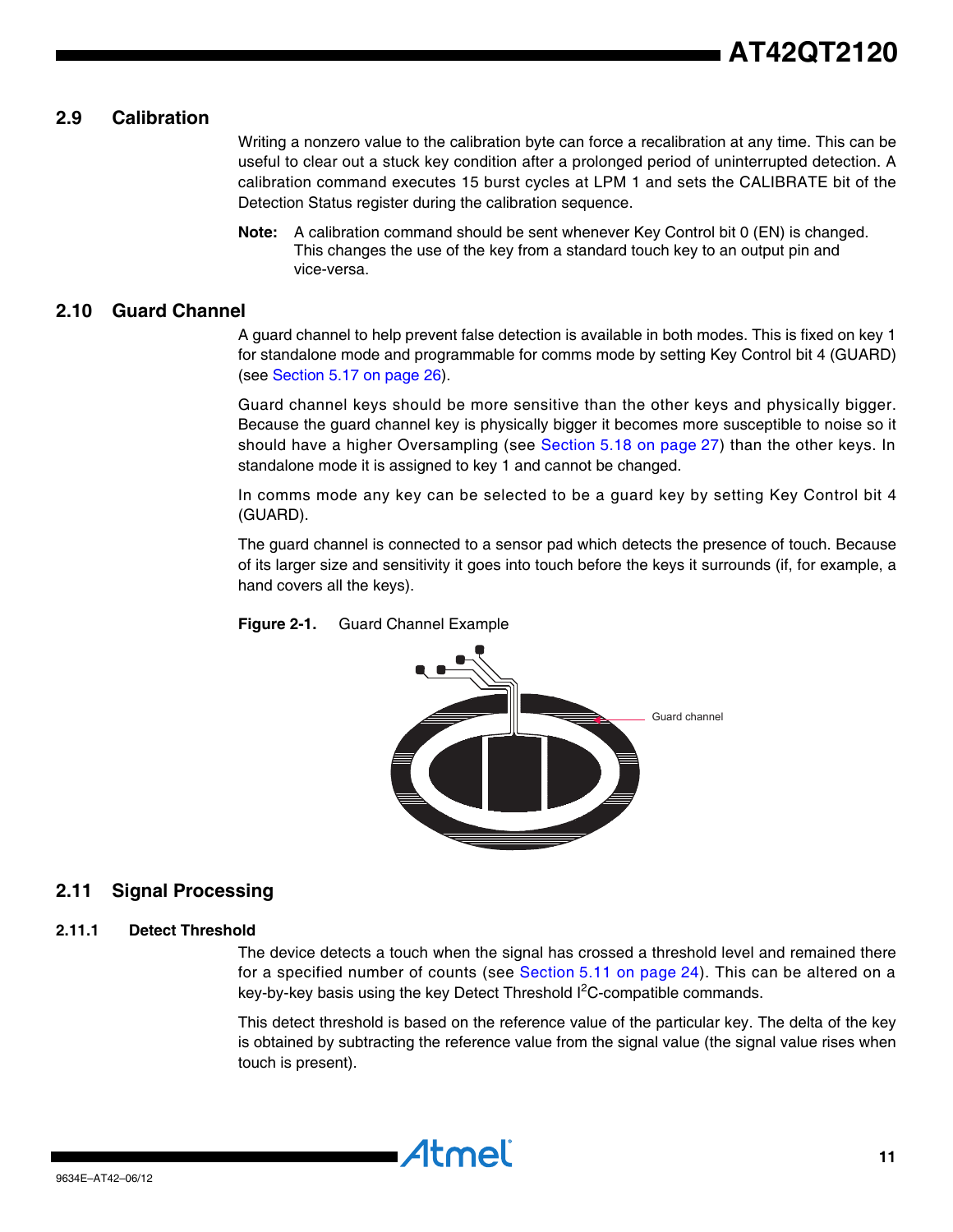## 2.9 Calibration

Writing a nonzero value to the calibration byte can force a recalibration at any time. This can be useful to clear out a stuck key condition after a prolonged period of uninterrupted detection. A calibration command executes 15 burst cycles at LPM 1 and sets the CALIBRATE bit of the Detection Status register during the calibration sequence.

**Note:** A calibration command should be sent whenever Key Control bit 0 (EN) is changed. This changes the use of the key from a standard touch key to an output pin and vice-versa.

## 2.10 Guard Channel

A guard channel to help prevent false detection is available in both modes. This is fixed on key 1 for standalone mode and programmable for comms mode by setting Key Control bit 4 (GUARD) (see Section 5.17 on page 26).

Guard channel keys should be more sensitive than the other keys and physically bigger. Because the guard channel key is physically bigger it becomes more susceptible to noise so it should have a higher Oversampling (see Section 5.18 on page 27) than the other keys. In standalone mode it is assigned to key 1 and cannot be changed.

In comms mode any key can be selected to be a guard key by setting Key Control bit 4 (GUARD).

The guard channel is connected to a sensor pad which detects the presence of touch. Because of its larger size and sensitivity it goes into touch before the keys it surrounds (if, for example, a hand covers all the keys).

**Figure 2-1.** Guard Channel Example

Guard channel

## 2.11 Signal Processing

### 2.11.1 Detect Threshold

The device detects a touch when the signal has crossed a threshold level and remained there for a specified number of counts (see Section 5.11 on page 24). This can be altered on a key-by-key basis using the key Detect Threshold $I^2C$-compatible commands.

This detect threshold is based on the reference value of the particular key. The delta of the key is obtained by subtracting the reference value from the signal value (the signal value rises when touch is present).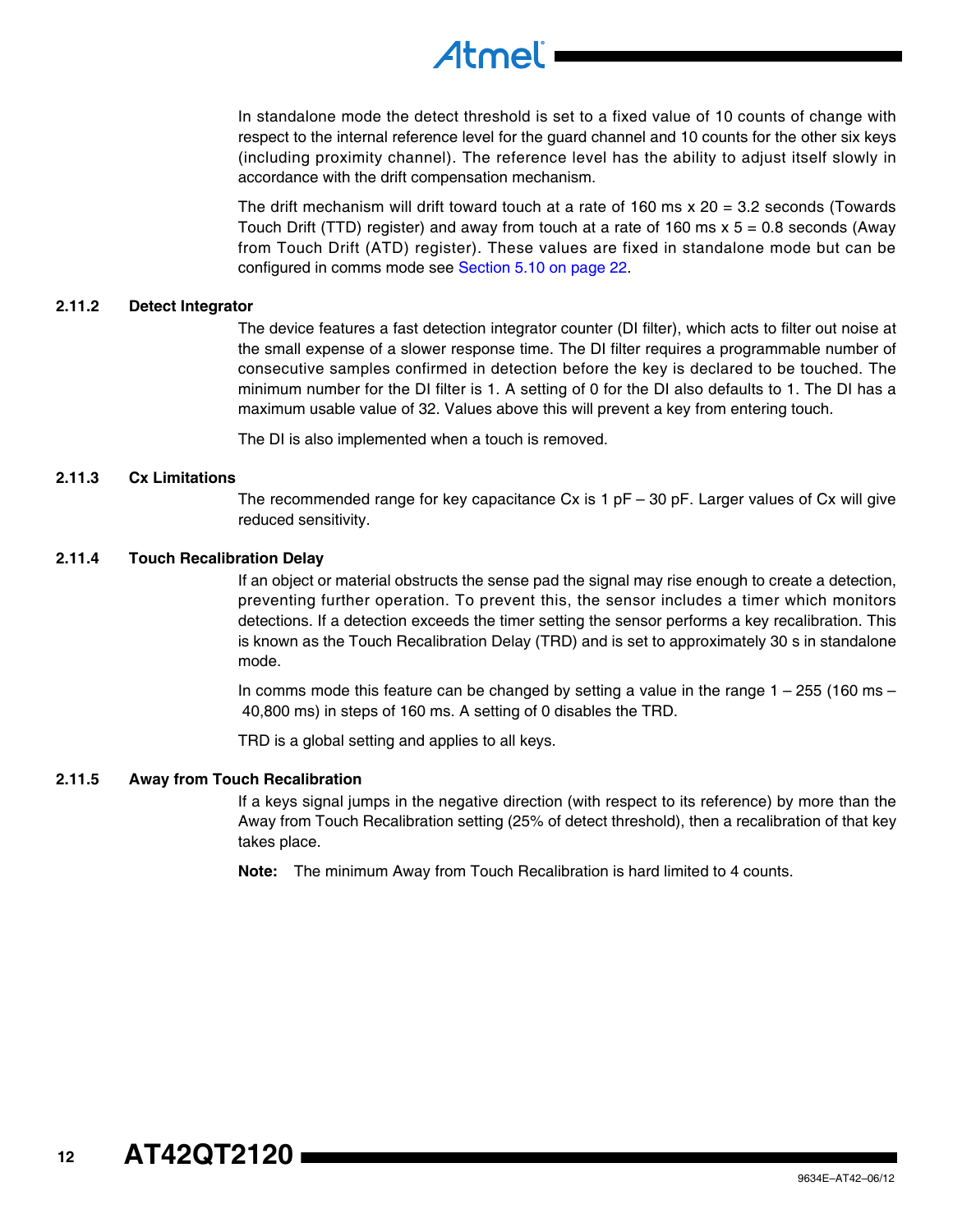In standalone mode the detect threshold is set to a fixed value of 10 counts of change with respect to the internal reference level for the guard channel and 10 counts for the other six keys (including proximity channel). The reference level has the ability to adjust itself slowly in accordance with the drift compensation mechanism.

The drift mechanism will drift toward touch at a rate of 160 ms x 20 = 3.2 seconds (Towards Touch Drift (TTD) register) and away from touch at a rate of 160 ms x 5 = 0.8 seconds (Away from Touch Drift (ATD) register). These values are fixed in standalone mode but can be configured in comms mode see Section 5.10 on page 22.

### 2.11.2 Detect Integrator

The device features a fast detection integrator counter (DI filter), which acts to filter out noise at the small expense of a slower response time. The DI filter requires a programmable number of consecutive samples confirmed in detection before the key is declared to be touched. The minimum number for the DI filter is 1. A setting of 0 for the DI also defaults to 1. The DI has a maximum usable value of 32. Values above this will prevent a key from entering touch.

The DI is also implemented when a touch is removed.

### 2.11.3 Cx Limitations

The recommended range for key capacitance Cx is 1 pF – 30 pF. Larger values of Cx will give reduced sensitivity.

### 2.11.4 Touch Recalibration Delay

If an object or material obstructs the sense pad the signal may rise enough to create a detection, preventing further operation. To prevent this, the sensor includes a timer which monitors detections. If a detection exceeds the timer setting the sensor performs a key recalibration. This is known as the Touch Recalibration Delay (TRD) and is set to approximately 30 s in standalone mode.

In comms mode this feature can be changed by setting a value in the range 1 – 255 (160 ms – 40,800 ms) in steps of 160 ms. A setting of 0 disables the TRD.

TRD is a global setting and applies to all keys.

### 2.11.5 Away from Touch Recalibration

If a keys signal jumps in the negative direction (with respect to its reference) by more than the Away from Touch Recalibration setting (25% of detect threshold), then a recalibration of that key takes place.

**Note:** The minimum Away from Touch Recalibration is hard limited to 4 counts.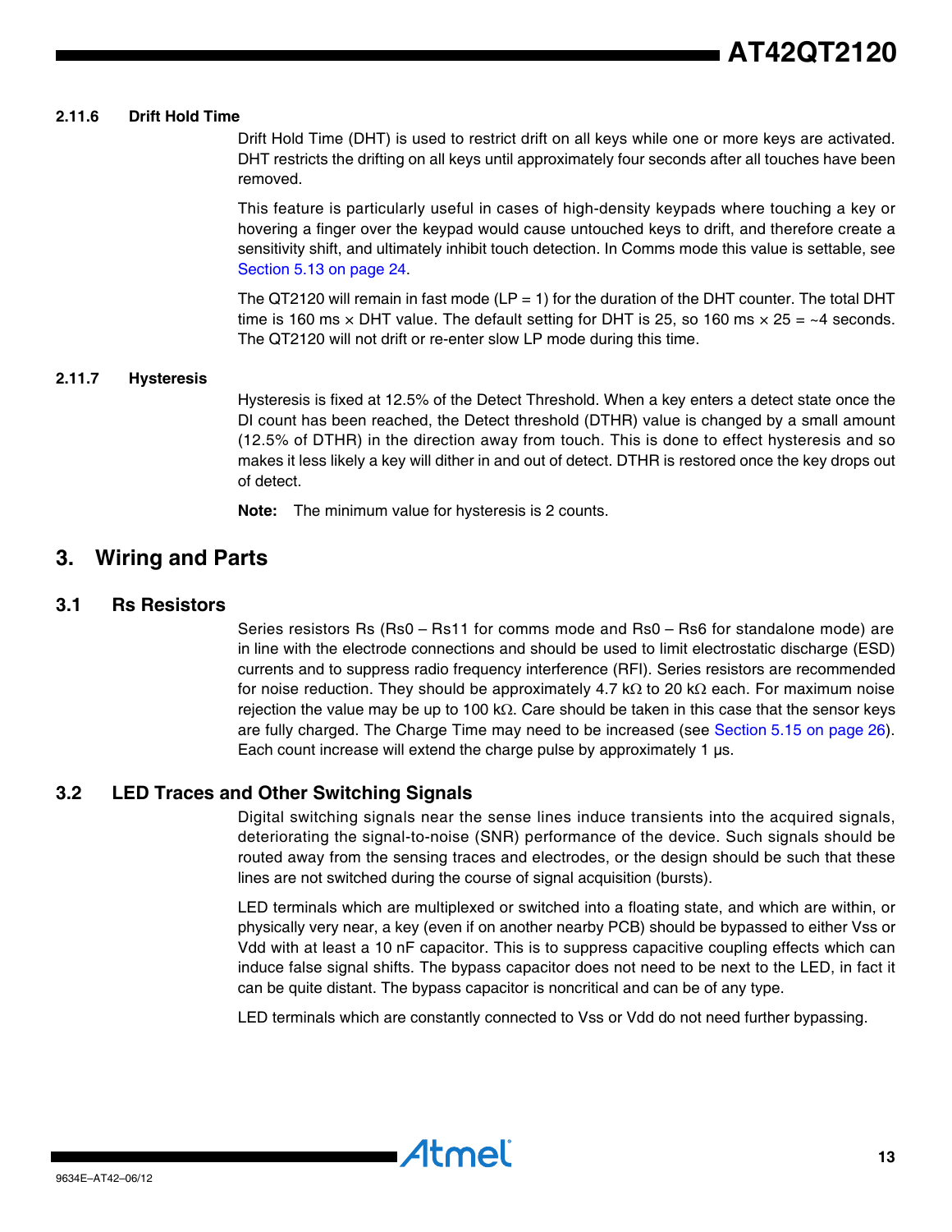#### 2.11.6 Drift Hold Time

Drift Hold Time (DHT) is used to restrict drift on all keys while one or more keys are activated. DHT restricts the drifting on all keys until approximately four seconds after all touches have been removed.

This feature is particularly useful in cases of high-density keypads where touching a key or hovering a finger over the keypad would cause untouched keys to drift, and therefore create a sensitivity shift, and ultimately inhibit touch detection. In Comms mode this value is settable, see Section 5.13 on page 24.

The QT2120 will remain in fast mode (LP = 1) for the duration of the DHT counter. The total DHT time is 160 ms × DHT value. The default setting for DHT is 25, so 160 ms × 25 = ~4 seconds. The QT2120 will not drift or re-enter slow LP mode during this time.

#### 2.11.7 Hysteresis

Hysteresis is fixed at 12.5% of the Detect Threshold. When a key enters a detect state once the DI count has been reached, the Detect threshold (DTHR) value is changed by a small amount (12.5% of DTHR) in the direction away from touch. This is done to effect hysteresis and so makes it less likely a key will dither in and out of detect. DTHR is restored once the key drops out of detect.

**Note:** The minimum value for hysteresis is 2 counts.

# 3. Wiring and Parts

## 3.1 Rs Resistors

Series resistors Rs (Rs0 – Rs11 for comms mode and Rs0 – Rs6 for standalone mode) are in line with the electrode connections and should be used to limit electrostatic discharge (ESD) currents and to suppress radio frequency interference (RFI). Series resistors are recommended for noise reduction. They should be approximately 4.7 kΩ to 20 kΩ each. For maximum noise rejection the value may be up to 100 kΩ. Care should be taken in this case that the sensor keys are fully charged. The Charge Time may need to be increased (see Section 5.15 on page 26). Each count increase will extend the charge pulse by approximately 1 µs.

## 3.2 LED Traces and Other Switching Signals

Digital switching signals near the sense lines induce transients into the acquired signals, deteriorating the signal-to-noise (SNR) performance of the device. Such signals should be routed away from the sensing traces and electrodes, or the design should be such that these lines are not switched during the course of signal acquisition (bursts).

LED terminals which are multiplexed or switched into a floating state, and which are within, or physically very near, a key (even if on another nearby PCB) should be bypassed to either Vss or Vdd with at least a 10 nF capacitor. This is to suppress capacitive coupling effects which can induce false signal shifts. The bypass capacitor does not need to be next to the LED, in fact it can be quite distant. The bypass capacitor is noncritical and can be of any type.

LED terminals which are constantly connected to Vss or Vdd do not need further bypassing.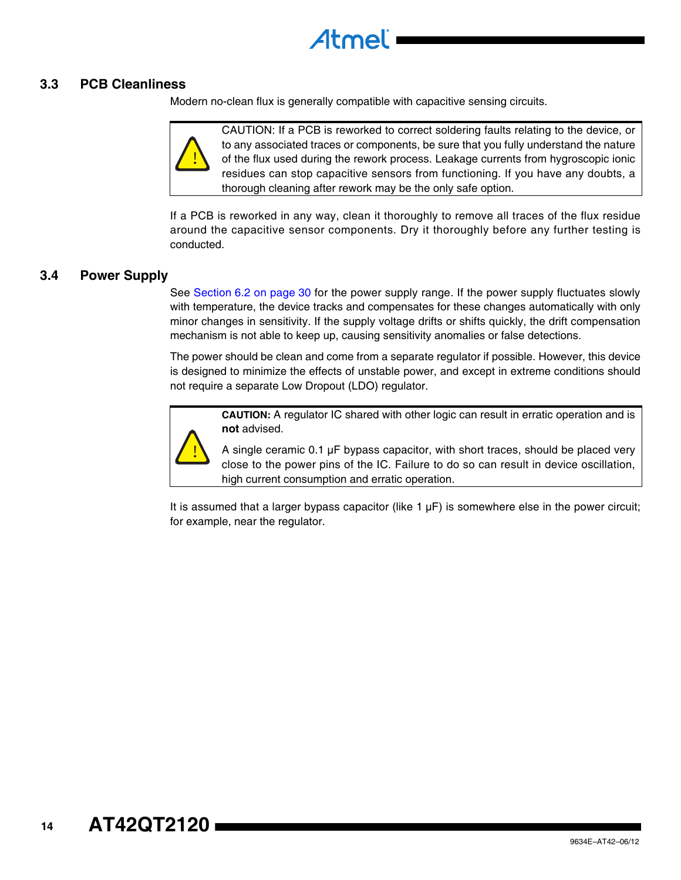## 3.3 PCB Cleanliness

Modern no-clean flux is generally compatible with capacitive sensing circuits.

> CAUTION: If a PCB is reworked to correct soldering faults relating to the device, or to any associated traces or components, be sure that you fully understand the nature of the flux used during the rework process. Leakage currents from hygroscopic ionic residues can stop capacitive sensors from functioning. If you have any doubts, a thorough cleaning after rework may be the only safe option.

If a PCB is reworked in any way, clean it thoroughly to remove all traces of the flux residue around the capacitive sensor components. Dry it thoroughly before any further testing is conducted.

## 3.4 Power Supply

See Section 6.2 on page 30 for the power supply range. If the power supply fluctuates slowly with temperature, the device tracks and compensates for these changes automatically with only minor changes in sensitivity. If the supply voltage drifts or shifts quickly, the drift compensation mechanism is not able to keep up, causing sensitivity anomalies or false detections.

The power should be clean and come from a separate regulator if possible. However, this device is designed to minimize the effects of unstable power, and except in extreme conditions should not require a separate Low Dropout (LDO) regulator.

> **CAUTION:** A regulator IC shared with other logic can result in erratic operation and is **not** advised.
>
> A single ceramic 0.1 µF bypass capacitor, with short traces, should be placed very close to the power pins of the IC. Failure to do so can result in device oscillation, high current consumption and erratic operation.

It is assumed that a larger bypass capacitor (like 1 µF) is somewhere else in the power circuit; for example, near the regulator.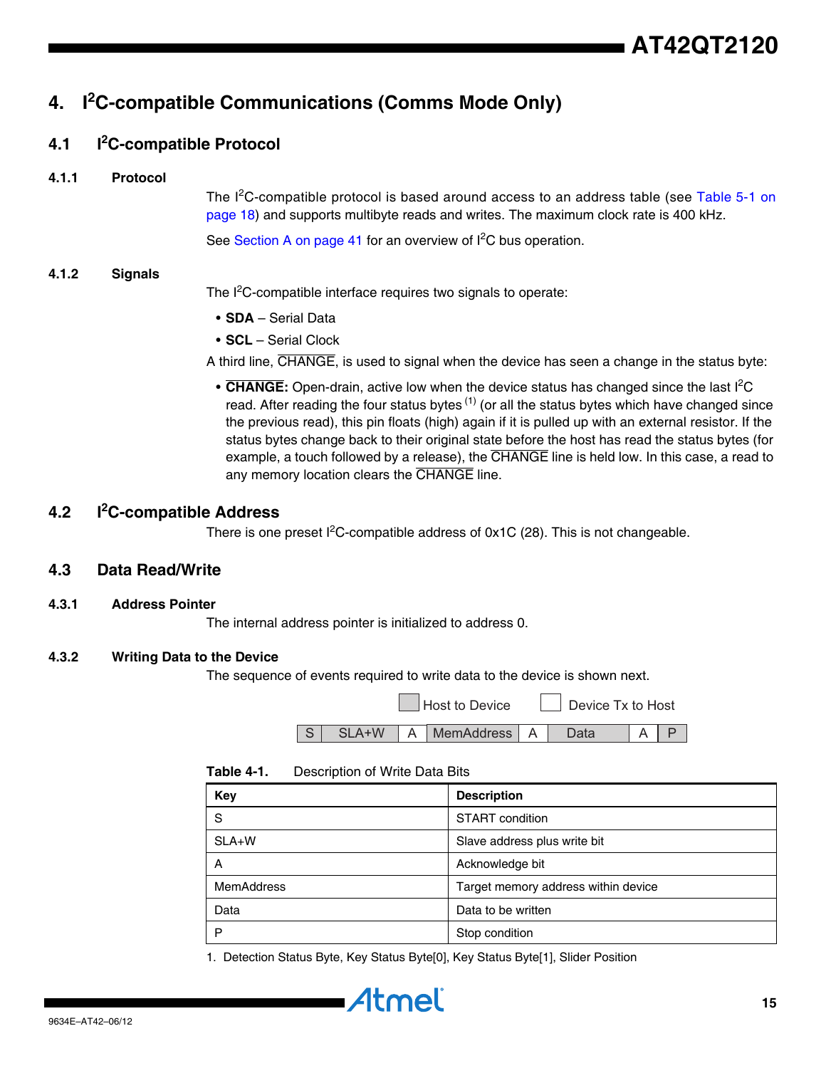# 4. I²C-compatible Communications (Comms Mode Only)

## 4.1 I²C-compatible Protocol

### 4.1.1 Protocol

The I²C-compatible protocol is based around access to an address table (see Table 5-1 on page 18) and supports multibyte reads and writes. The maximum clock rate is 400 kHz.

See Section A on page 41 for an overview of I²C bus operation.

### 4.1.2 Signals

The I²C-compatible interface requires two signals to operate:

- **SDA** – Serial Data
- **SCL** – Serial Clock

A third line, $\overline{\text{CHANGE}}$, is used to signal when the device has seen a change in the status byte:

- **$\overline{\text{CHANGE}}$:** Open-drain, active low when the device status has changed since the last I²C read. After reading the four status bytes [1] (or all the status bytes which have changed since the previous read), this pin floats (high) again if it is pulled up with an external resistor. If the status bytes change back to their original state before the host has read the status bytes (for example, a touch followed by a release), the $\overline{\text{CHANGE}}$ line is held low. In this case, a read to any memory location clears the $\overline{\text{CHANGE}}$ line.

## 4.2 I²C-compatible Address

There is one preset I²C-compatible address of 0x1C (28). This is not changeable.

## 4.3 Data Read/Write

### 4.3.1 Address Pointer

The internal address pointer is initialized to address 0.

### 4.3.2 Writing Data to the Device

The sequence of events required to write data to the device is shown next.

Host to Device | Device Tx to Host

| S | SLA+W | A | MemAddress | A | Data | A | P |
|---|---|---|---|---|---|---|---|

**Table 4-1.** Description of Write Data Bits

| Key | Description |
|---|---|
| S | START condition |
| SLA+W | Slave address plus write bit |
| A | Acknowledge bit |
| MemAddress | Target memory address within device |
| Data | Data to be written |
| P | Stop condition |

1. Detection Status Byte, Key Status Byte[0], Key Status Byte[1], Slider Position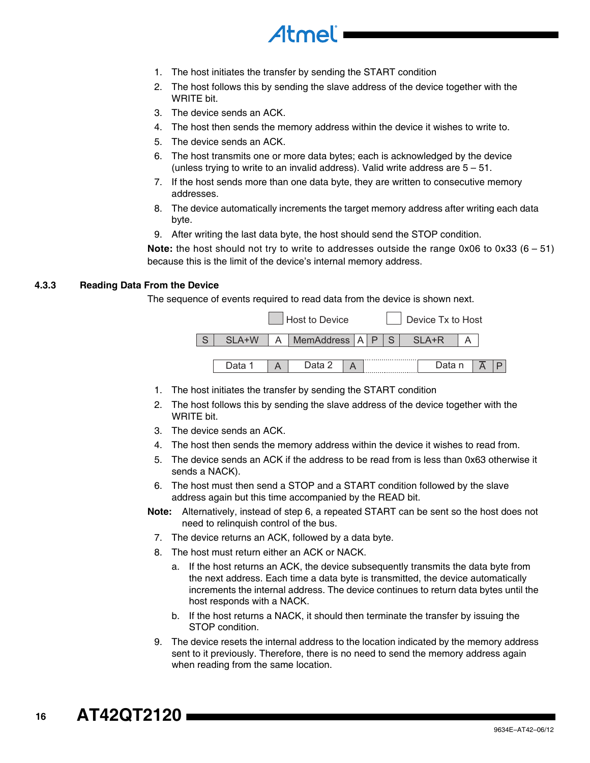1. The host initiates the transfer by sending the START condition
2. The host follows this by sending the slave address of the device together with the WRITE bit.
3. The device sends an ACK.
4. The host then sends the memory address within the device it wishes to write to.
5. The device sends an ACK.
6. The host transmits one or more data bytes; each is acknowledged by the device (unless trying to write to an invalid address). Valid write address are 5 – 51.
7. If the host sends more than one data byte, they are written to consecutive memory addresses.
8. The device automatically increments the target memory address after writing each data byte.
9. After writing the last data byte, the host should send the STOP condition.

**Note:** the host should not try to write to addresses outside the range 0x06 to 0x33 (6 – 51) because this is the limit of the device's internal memory address.

### 4.3.3 Reading Data From the Device

The sequence of events required to read data from the device is shown next.

Host to Device | Device Tx to Host

| S | SLA+W | A | MemAddress | A | P | S | SLA+R | A |
|---|---|---|---|---|---|---|---|---|

| Data 1 | A | Data 2 | A | ... | Data n | $\overline{A}$ | P |
|---|---|---|---|---|---|---|---|

1. The host initiates the transfer by sending the START condition
2. The host follows this by sending the slave address of the device together with the WRITE bit.
3. The device sends an ACK.
4. The host then sends the memory address within the device it wishes to read from.
5. The device sends an ACK if the address to be read from is less than 0x63 otherwise it sends a NACK).
6. The host must then send a STOP and a START condition followed by the slave address again but this time accompanied by the READ bit.

**Note:** Alternatively, instead of step 6, a repeated START can be sent so the host does not need to relinquish control of the bus.

7. The device returns an ACK, followed by a data byte.
8. The host must return either an ACK or NACK.
   a. If the host returns an ACK, the device subsequently transmits the data byte from the next address. Each time a data byte is transmitted, the device automatically increments the internal address. The device continues to return data bytes until the host responds with a NACK.
   b. If the host returns a NACK, it should then terminate the transfer by issuing the STOP condition.
9. The device resets the internal address to the location indicated by the memory address sent to it previously. Therefore, there is no need to send the memory address again when reading from the same location.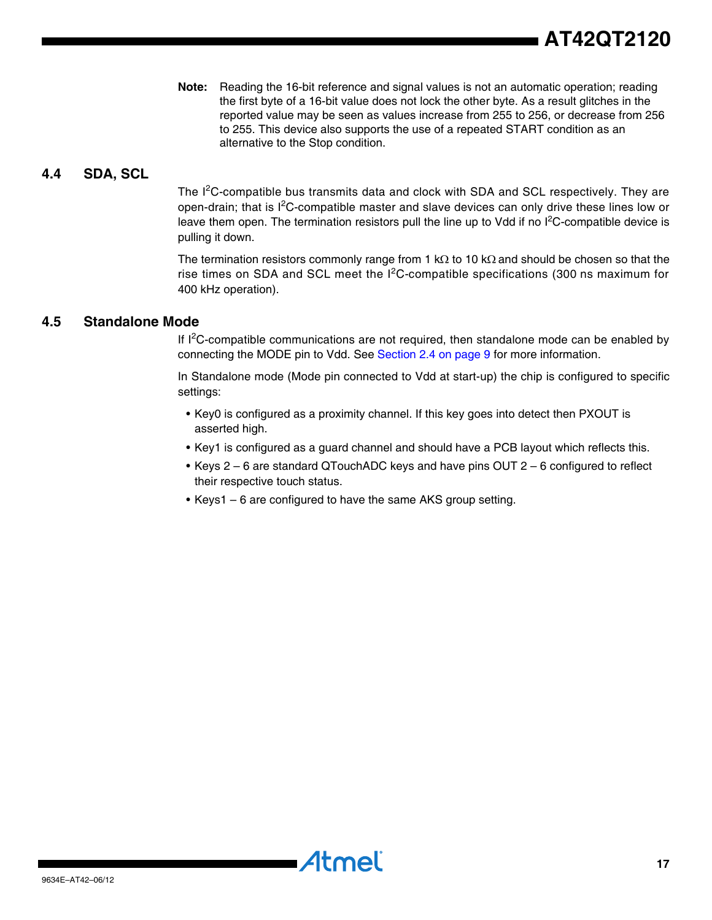**Note:** Reading the 16-bit reference and signal values is not an automatic operation; reading the first byte of a 16-bit value does not lock the other byte. As a result glitches in the reported value may be seen as values increase from 255 to 256, or decrease from 256 to 255. This device also supports the use of a repeated START condition as an alternative to the Stop condition.

## 4.4 SDA, SCL

The $I^2C$-compatible bus transmits data and clock with SDA and SCL respectively. They are open-drain; that is $I^2C$-compatible master and slave devices can only drive these lines low or leave them open. The termination resistors pull the line up to Vdd if no $I^2C$-compatible device is pulling it down.

The termination resistors commonly range from 1 kΩ to 10 kΩ and should be chosen so that the rise times on SDA and SCL meet the $I^2C$-compatible specifications (300 ns maximum for 400 kHz operation).

## 4.5 Standalone Mode

If $I^2C$-compatible communications are not required, then standalone mode can be enabled by connecting the MODE pin to Vdd. See Section 2.4 on page 9 for more information.

In Standalone mode (Mode pin connected to Vdd at start-up) the chip is configured to specific settings:

- Key0 is configured as a proximity channel. If this key goes into detect then PXOUT is asserted high.
- Key1 is configured as a guard channel and should have a PCB layout which reflects this.
- Keys 2 – 6 are standard QTouchADC keys and have pins OUT 2 – 6 configured to reflect their respective touch status.
- Keys1 – 6 are configured to have the same AKS group setting.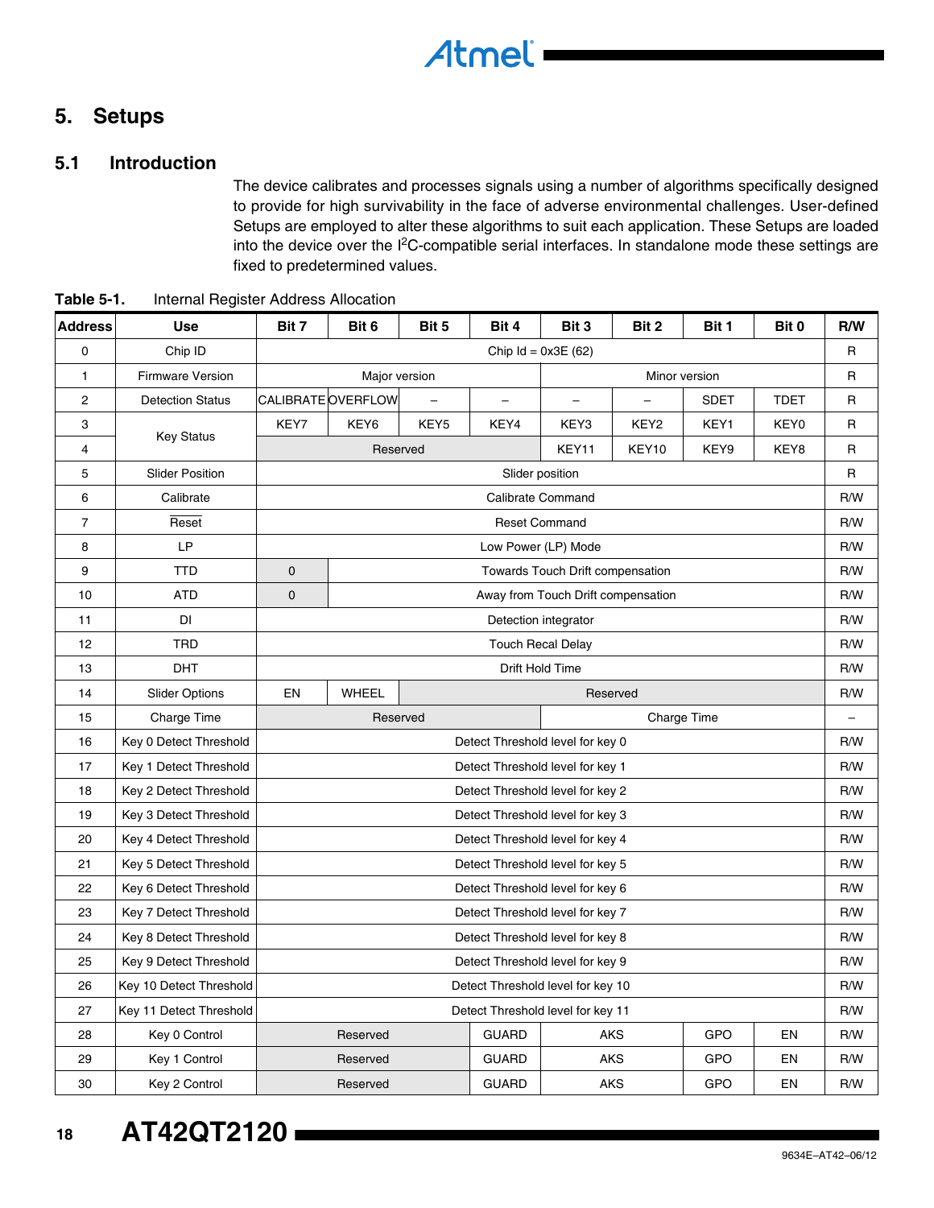# 5. Setups

## 5.1 Introduction

The device calibrates and processes signals using a number of algorithms specifically designed to provide for high survivability in the face of adverse environmental challenges. User-defined Setups are employed to alter these algorithms to suit each application. These Setups are loaded into the device over the I$^2$C-compatible serial interfaces. In standalone mode these settings are fixed to predetermined values.

**Table 5-1.** Internal Register Address Allocation

| Address | Use | Bit 7 | Bit 6 | Bit 5 | Bit 4 | Bit 3 | Bit 2 | Bit 1 | Bit 0 | R/W |
|---|---|---|---|---|---|---|---|---|---|---|
| 0 | Chip ID | Chip Id = 0x3E (62) | | | | | | | | R |
| 1 | Firmware Version | Major version | | | | Minor version | | | | R |
| 2 | Detection Status | CALIBRATE | OVERFLOW | – | – | – | – | SDET | TDET | R |
| 3 | Key Status | KEY7 | KEY6 | KEY5 | KEY4 | KEY3 | KEY2 | KEY1 | KEY0 | R |
| 4 | | Reserved | | | | KEY11 | KEY10 | KEY9 | KEY8 | R |
| 5 | Slider Position | Slider position | | | | | | | | R |
| 6 | Calibrate | Calibrate Command | | | | | | | | R/W |
| 7 | Reset | Reset Command | | | | | | | | R/W |
| 8 | LP | Low Power (LP) Mode | | | | | | | | R/W |
| 9 | TTD | 0 | Towards Touch Drift compensation | | | | | | | R/W |
| 10 | ATD | 0 | Away from Touch Drift compensation | | | | | | | R/W |
| 11 | DI | Detection integrator | | | | | | | | R/W |
| 12 | TRD | Touch Recal Delay | | | | | | | | R/W |
| 13 | DHT | Drift Hold Time | | | | | | | | R/W |
| 14 | Slider Options | EN | WHEEL | Reserved | | | | | | R/W |
| 15 | Charge Time | Reserved | | | | Charge Time | | | | – |
| 16 | Key 0 Detect Threshold | Detect Threshold level for key 0 | | | | | | | | R/W |
| 17 | Key 1 Detect Threshold | Detect Threshold level for key 1 | | | | | | | | R/W |
| 18 | Key 2 Detect Threshold | Detect Threshold level for key 2 | | | | | | | | R/W |
| 19 | Key 3 Detect Threshold | Detect Threshold level for key 3 | | | | | | | | R/W |
| 20 | Key 4 Detect Threshold | Detect Threshold level for key 4 | | | | | | | | R/W |
| 21 | Key 5 Detect Threshold | Detect Threshold level for key 5 | | | | | | | | R/W |
| 22 | Key 6 Detect Threshold | Detect Threshold level for key 6 | | | | | | | | R/W |
| 23 | Key 7 Detect Threshold | Detect Threshold level for key 7 | | | | | | | | R/W |
| 24 | Key 8 Detect Threshold | Detect Threshold level for key 8 | | | | | | | | R/W |
| 25 | Key 9 Detect Threshold | Detect Threshold level for key 9 | | | | | | | | R/W |
| 26 | Key 10 Detect Threshold | Detect Threshold level for key 10 | | | | | | | | R/W |
| 27 | Key 11 Detect Threshold | Detect Threshold level for key 11 | | | | | | | | R/W |
| 28 | Key 0 Control | Reserved | | | GUARD | AKS | | GPO | EN | R/W |
| 29 | Key 1 Control | Reserved | | | GUARD | AKS | | GPO | EN | R/W |
| 30 | Key 2 Control | Reserved | | | GUARD | AKS | | GPO | EN | R/W |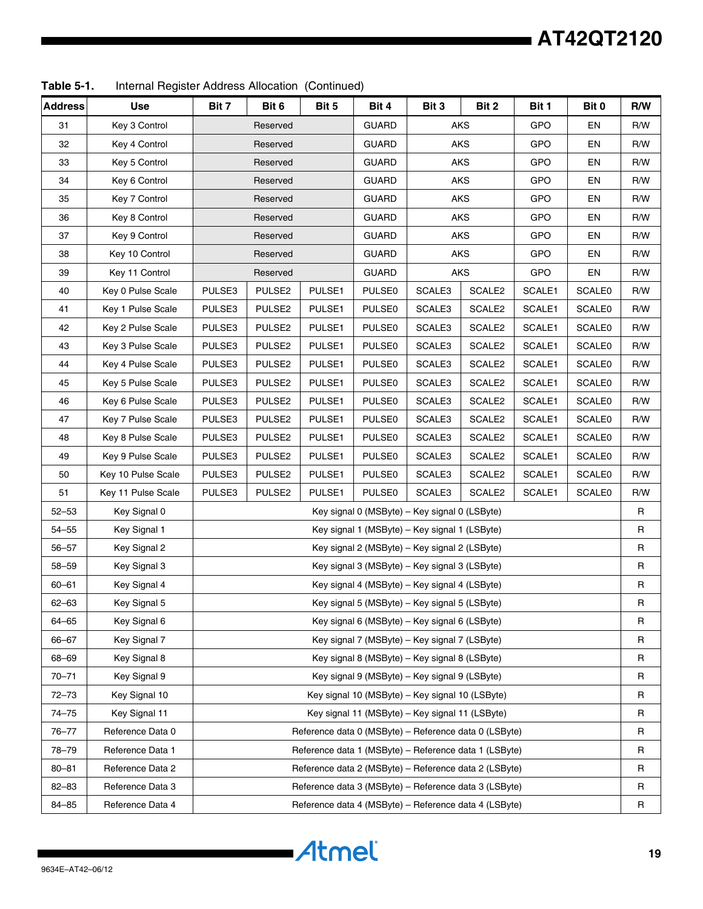**Table 5-1.** Internal Register Address Allocation (Continued)

| Address | Use | Bit 7 | Bit 6 | Bit 5 | Bit 4 | Bit 3 | Bit 2 | Bit 1 | Bit 0 | R/W |
|---|---|---|---|---|---|---|---|---|---|---|
| 31 | Key 3 Control | Reserved | | | GUARD | AKS | | GPO | EN | R/W |
| 32 | Key 4 Control | Reserved | | | GUARD | AKS | | GPO | EN | R/W |
| 33 | Key 5 Control | Reserved | | | GUARD | AKS | | GPO | EN | R/W |
| 34 | Key 6 Control | Reserved | | | GUARD | AKS | | GPO | EN | R/W |
| 35 | Key 7 Control | Reserved | | | GUARD | AKS | | GPO | EN | R/W |
| 36 | Key 8 Control | Reserved | | | GUARD | AKS | | GPO | EN | R/W |
| 37 | Key 9 Control | Reserved | | | GUARD | AKS | | GPO | EN | R/W |
| 38 | Key 10 Control | Reserved | | | GUARD | AKS | | GPO | EN | R/W |
| 39 | Key 11 Control | Reserved | | | GUARD | AKS | | GPO | EN | R/W |
| 40 | Key 0 Pulse Scale | PULSE3 | PULSE2 | PULSE1 | PULSE0 | SCALE3 | SCALE2 | SCALE1 | SCALE0 | R/W |
| 41 | Key 1 Pulse Scale | PULSE3 | PULSE2 | PULSE1 | PULSE0 | SCALE3 | SCALE2 | SCALE1 | SCALE0 | R/W |
| 42 | Key 2 Pulse Scale | PULSE3 | PULSE2 | PULSE1 | PULSE0 | SCALE3 | SCALE2 | SCALE1 | SCALE0 | R/W |
| 43 | Key 3 Pulse Scale | PULSE3 | PULSE2 | PULSE1 | PULSE0 | SCALE3 | SCALE2 | SCALE1 | SCALE0 | R/W |
| 44 | Key 4 Pulse Scale | PULSE3 | PULSE2 | PULSE1 | PULSE0 | SCALE3 | SCALE2 | SCALE1 | SCALE0 | R/W |
| 45 | Key 5 Pulse Scale | PULSE3 | PULSE2 | PULSE1 | PULSE0 | SCALE3 | SCALE2 | SCALE1 | SCALE0 | R/W |
| 46 | Key 6 Pulse Scale | PULSE3 | PULSE2 | PULSE1 | PULSE0 | SCALE3 | SCALE2 | SCALE1 | SCALE0 | R/W |
| 47 | Key 7 Pulse Scale | PULSE3 | PULSE2 | PULSE1 | PULSE0 | SCALE3 | SCALE2 | SCALE1 | SCALE0 | R/W |
| 48 | Key 8 Pulse Scale | PULSE3 | PULSE2 | PULSE1 | PULSE0 | SCALE3 | SCALE2 | SCALE1 | SCALE0 | R/W |
| 49 | Key 9 Pulse Scale | PULSE3 | PULSE2 | PULSE1 | PULSE0 | SCALE3 | SCALE2 | SCALE1 | SCALE0 | R/W |
| 50 | Key 10 Pulse Scale | PULSE3 | PULSE2 | PULSE1 | PULSE0 | SCALE3 | SCALE2 | SCALE1 | SCALE0 | R/W |
| 51 | Key 11 Pulse Scale | PULSE3 | PULSE2 | PULSE1 | PULSE0 | SCALE3 | SCALE2 | SCALE1 | SCALE0 | R/W |
| 52–53 | Key Signal 0 | Key signal 0 (MSByte) – Key signal 0 (LSByte) | | | | | | | | R |
| 54–55 | Key Signal 1 | Key signal 1 (MSByte) – Key signal 1 (LSByte) | | | | | | | | R |
| 56–57 | Key Signal 2 | Key signal 2 (MSByte) – Key signal 2 (LSByte) | | | | | | | | R |
| 58–59 | Key Signal 3 | Key signal 3 (MSByte) – Key signal 3 (LSByte) | | | | | | | | R |
| 60–61 | Key Signal 4 | Key signal 4 (MSByte) – Key signal 4 (LSByte) | | | | | | | | R |
| 62–63 | Key Signal 5 | Key signal 5 (MSByte) – Key signal 5 (LSByte) | | | | | | | | R |
| 64–65 | Key Signal 6 | Key signal 6 (MSByte) – Key signal 6 (LSByte) | | | | | | | | R |
| 66–67 | Key Signal 7 | Key signal 7 (MSByte) – Key signal 7 (LSByte) | | | | | | | | R |
| 68–69 | Key Signal 8 | Key signal 8 (MSByte) – Key signal 8 (LSByte) | | | | | | | | R |
| 70–71 | Key Signal 9 | Key signal 9 (MSByte) – Key signal 9 (LSByte) | | | | | | | | R |
| 72–73 | Key Signal 10 | Key signal 10 (MSByte) – Key signal 10 (LSByte) | | | | | | | | R |
| 74–75 | Key Signal 11 | Key signal 11 (MSByte) – Key signal 11 (LSByte) | | | | | | | | R |
| 76–77 | Reference Data 0 | Reference data 0 (MSByte) – Reference data 0 (LSByte) | | | | | | | | R |
| 78–79 | Reference Data 1 | Reference data 1 (MSByte) – Reference data 1 (LSByte) | | | | | | | | R |
| 80–81 | Reference Data 2 | Reference data 2 (MSByte) – Reference data 2 (LSByte) | | | | | | | | R |
| 82–83 | Reference Data 3 | Reference data 3 (MSByte) – Reference data 3 (LSByte) | | | | | | | | R |
| 84–85 | Reference Data 4 | Reference data 4 (MSByte) – Reference data 4 (LSByte) | | | | | | | | R |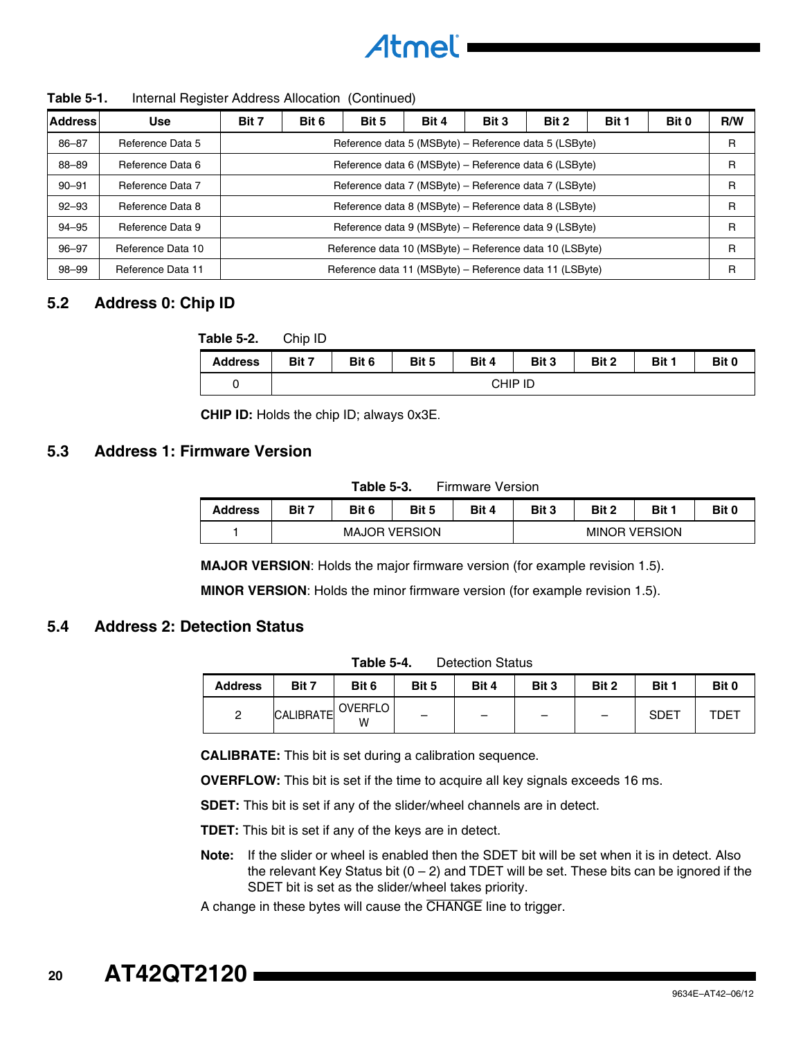**Table 5-1.** Internal Register Address Allocation (Continued)

| Address | Use | Bit 7 | Bit 6 | Bit 5 | Bit 4 | Bit 3 | Bit 2 | Bit 1 | Bit 0 | R/W |
|---|---|---|---|---|---|---|---|---|---|---|
| 86–87 | Reference Data 5 | Reference data 5 (MSByte) – Reference data 5 (LSByte) | | | | | | | | R |
| 88–89 | Reference Data 6 | Reference data 6 (MSByte) – Reference data 6 (LSByte) | | | | | | | | R |
| 90–91 | Reference Data 7 | Reference data 7 (MSByte) – Reference data 7 (LSByte) | | | | | | | | R |
| 92–93 | Reference Data 8 | Reference data 8 (MSByte) – Reference data 8 (LSByte) | | | | | | | | R |
| 94–95 | Reference Data 9 | Reference data 9 (MSByte) – Reference data 9 (LSByte) | | | | | | | | R |
| 96–97 | Reference Data 10 | Reference data 10 (MSByte) – Reference data 10 (LSByte) | | | | | | | | R |
| 98–99 | Reference Data 11 | Reference data 11 (MSByte) – Reference data 11 (LSByte) | | | | | | | | R |

## 5.2 Address 0: Chip ID

**Table 5-2.** Chip ID

| Address | Bit 7 | Bit 6 | Bit 5 | Bit 4 | Bit 3 | Bit 2 | Bit 1 | Bit 0 |
|---|---|---|---|---|---|---|---|---|
| 0 | CHIP ID | | | | | | | |

**CHIP ID:** Holds the chip ID; always 0x3E.

## 5.3 Address 1: Firmware Version

**Table 5-3.** Firmware Version

| Address | Bit 7 | Bit 6 | Bit 5 | Bit 4 | Bit 3 | Bit 2 | Bit 1 | Bit 0 |
|---|---|---|---|---|---|---|---|---|
| 1 | MAJOR VERSION | | | | MINOR VERSION | | | |

**MAJOR VERSION**: Holds the major firmware version (for example revision 1.5).

**MINOR VERSION**: Holds the minor firmware version (for example revision 1.5).

## 5.4 Address 2: Detection Status

**Table 5-4.** Detection Status

| Address | Bit 7 | Bit 6 | Bit 5 | Bit 4 | Bit 3 | Bit 2 | Bit 1 | Bit 0 |
|---|---|---|---|---|---|---|---|---|
| 2 | CALIBRATE | OVERFLOW | – | – | – | – | SDET | TDET |

**CALIBRATE:** This bit is set during a calibration sequence.

**OVERFLOW:** This bit is set if the time to acquire all key signals exceeds 16 ms.

**SDET:** This bit is set if any of the slider/wheel channels are in detect.

**TDET:** This bit is set if any of the keys are in detect.

**Note:** If the slider or wheel is enabled then the SDET bit will be set when it is in detect. Also the relevant Key Status bit (0 – 2) and TDET will be set. These bits can be ignored if the SDET bit is set as the slider/wheel takes priority.

A change in these bytes will cause the $\overline{\text{CHANGE}}$ line to trigger.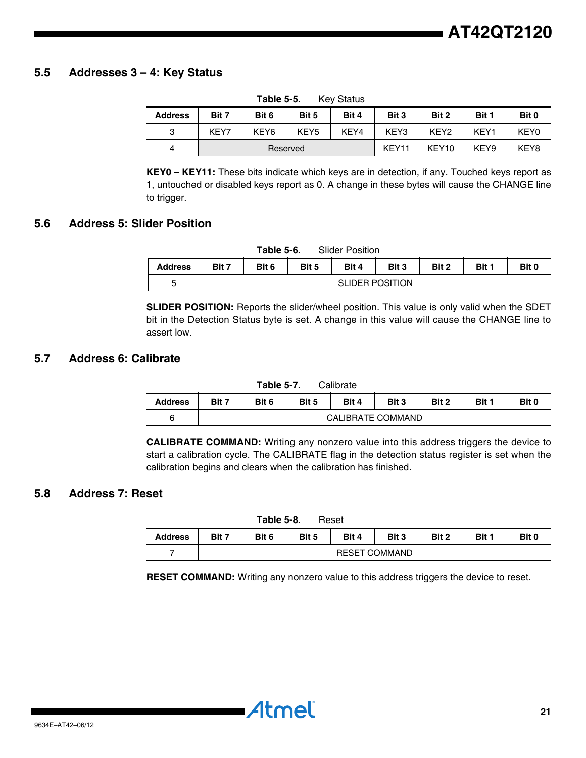## 5.5 Addresses 3 – 4: Key Status

**Table 5-5.** Key Status

| Address | Bit 7 | Bit 6 | Bit 5 | Bit 4 | Bit 3 | Bit 2 | Bit 1 | Bit 0 |
|---|---|---|---|---|---|---|---|---|
| 3 | KEY7 | KEY6 | KEY5 | KEY4 | KEY3 | KEY2 | KEY1 | KEY0 |
| 4 | Reserved | | | | KEY11 | KEY10 | KEY9 | KEY8 |

**KEY0 – KEY11:** These bits indicate which keys are in detection, if any. Touched keys report as 1, untouched or disabled keys report as 0. A change in these bytes will cause the $\overline{\text{CHANGE}}$ line to trigger.

## 5.6 Address 5: Slider Position

**Table 5-6.** Slider Position

| Address | Bit 7 | Bit 6 | Bit 5 | Bit 4 | Bit 3 | Bit 2 | Bit 1 | Bit 0 |
|---|---|---|---|---|---|---|---|---|
| 5 | SLIDER POSITION | | | | | | | |

**SLIDER POSITION:** Reports the slider/wheel position. This value is only valid when the SDET bit in the Detection Status byte is set. A change in this value will cause the $\overline{\text{CHANGE}}$ line to assert low.

## 5.7 Address 6: Calibrate

**Table 5-7.** Calibrate

| Address | Bit 7 | Bit 6 | Bit 5 | Bit 4 | Bit 3 | Bit 2 | Bit 1 | Bit 0 |
|---|---|---|---|---|---|---|---|---|
| 6 | CALIBRATE COMMAND | | | | | | | |

**CALIBRATE COMMAND:** Writing any nonzero value into this address triggers the device to start a calibration cycle. The CALIBRATE flag in the detection status register is set when the calibration begins and clears when the calibration has finished.

## 5.8 Address 7: Reset

**Table 5-8.** Reset

| Address | Bit 7 | Bit 6 | Bit 5 | Bit 4 | Bit 3 | Bit 2 | Bit 1 | Bit 0 |
|---|---|---|---|---|---|---|---|---|
| 7 | RESET COMMAND | | | | | | | |

**RESET COMMAND:** Writing any nonzero value to this address triggers the device to reset.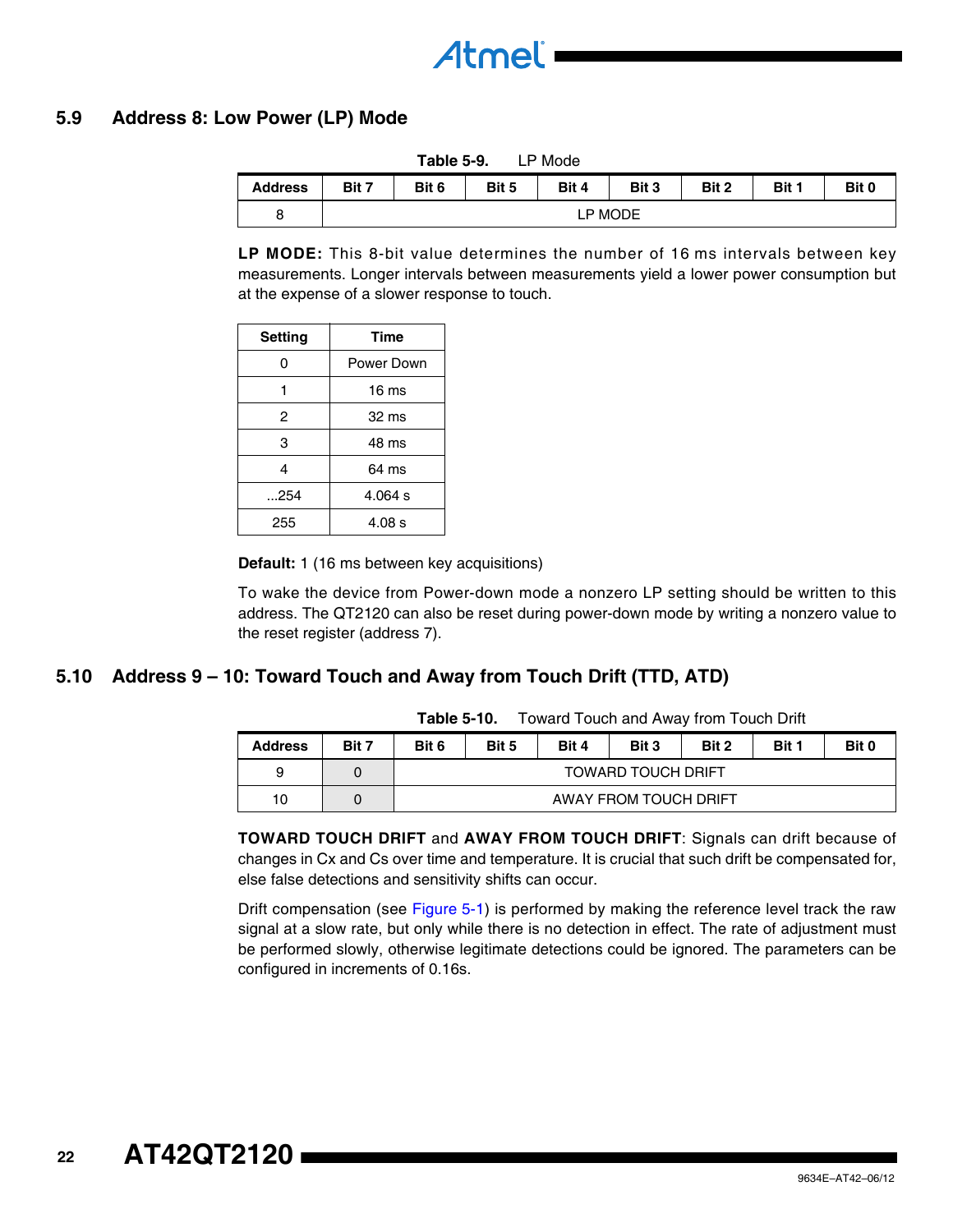## 5.9 Address 8: Low Power (LP) Mode

Table 5-9. LP Mode

| Address | Bit 7 | Bit 6 | Bit 5 | Bit 4 | Bit 3 | Bit 2 | Bit 1 | Bit 0 |
|---|---|---|---|---|---|---|---|---|
| 8 | LP MODE | | | | | | | |

**LP MODE:** This 8-bit value determines the number of 16 ms intervals between key measurements. Longer intervals between measurements yield a lower power consumption but at the expense of a slower response to touch.

| Setting | Time |
|---|---|
| 0 | Power Down |
| 1 | 16 ms |
| 2 | 32 ms |
| 3 | 48 ms |
| 4 | 64 ms |
| ...254 | 4.064 s |
| 255 | 4.08 s |

**Default:** 1 (16 ms between key acquisitions)

To wake the device from Power-down mode a nonzero LP setting should be written to this address. The QT2120 can also be reset during power-down mode by writing a nonzero value to the reset register (address 7).

## 5.10 Address 9 – 10: Toward Touch and Away from Touch Drift (TTD, ATD)

Table 5-10. Toward Touch and Away from Touch Drift

| Address | Bit 7 | Bit 6 | Bit 5 | Bit 4 | Bit 3 | Bit 2 | Bit 1 | Bit 0 |
|---|---|---|---|---|---|---|---|---|
| 9 | 0 | TOWARD TOUCH DRIFT | | | | | | |
| 10 | 0 | AWAY FROM TOUCH DRIFT | | | | | | |

**TOWARD TOUCH DRIFT** and **AWAY FROM TOUCH DRIFT**: Signals can drift because of changes in Cx and Cs over time and temperature. It is crucial that such drift be compensated for, else false detections and sensitivity shifts can occur.

Drift compensation (see Figure 5-1) is performed by making the reference level track the raw signal at a slow rate, but only while there is no detection in effect. The rate of adjustment must be performed slowly, otherwise legitimate detections could be ignored. The parameters can be configured in increments of 0.16s.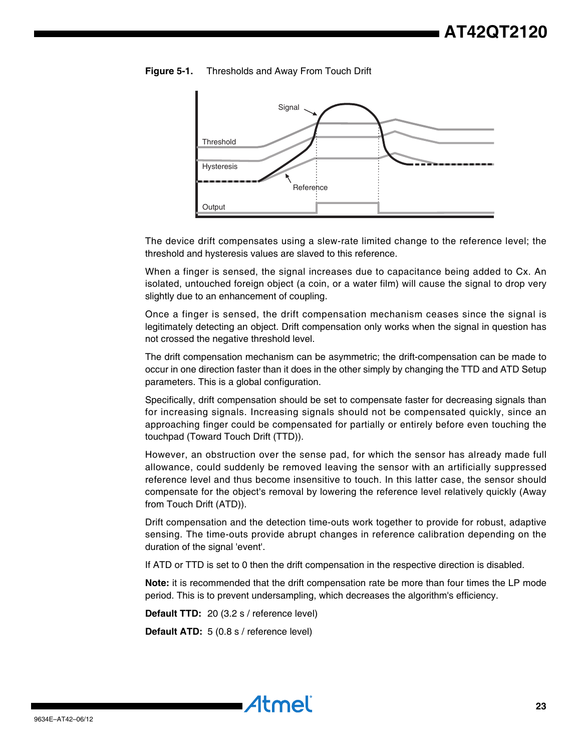**Figure 5-1.** Thresholds and Away From Touch Drift

Signal

Threshold

Hysteresis

Reference

Output

The device drift compensates using a slew-rate limited change to the reference level; the threshold and hysteresis values are slaved to this reference.

When a finger is sensed, the signal increases due to capacitance being added to Cx. An isolated, untouched foreign object (a coin, or a water film) will cause the signal to drop very slightly due to an enhancement of coupling.

Once a finger is sensed, the drift compensation mechanism ceases since the signal is legitimately detecting an object. Drift compensation only works when the signal in question has not crossed the negative threshold level.

The drift compensation mechanism can be asymmetric; the drift-compensation can be made to occur in one direction faster than it does in the other simply by changing the TTD and ATD Setup parameters. This is a global configuration.

Specifically, drift compensation should be set to compensate faster for decreasing signals than for increasing signals. Increasing signals should not be compensated quickly, since an approaching finger could be compensated for partially or entirely before even touching the touchpad (Toward Touch Drift (TTD)).

However, an obstruction over the sense pad, for which the sensor has already made full allowance, could suddenly be removed leaving the sensor with an artificially suppressed reference level and thus become insensitive to touch. In this latter case, the sensor should compensate for the object's removal by lowering the reference level relatively quickly (Away from Touch Drift (ATD)).

Drift compensation and the detection time-outs work together to provide for robust, adaptive sensing. The time-outs provide abrupt changes in reference calibration depending on the duration of the signal 'event'.

If ATD or TTD is set to 0 then the drift compensation in the respective direction is disabled.

**Note:** it is recommended that the drift compensation rate be more than four times the LP mode period. This is to prevent undersampling, which decreases the algorithm's efficiency.

**Default TTD:** 20 (3.2 s / reference level)

**Default ATD:** 5 (0.8 s / reference level)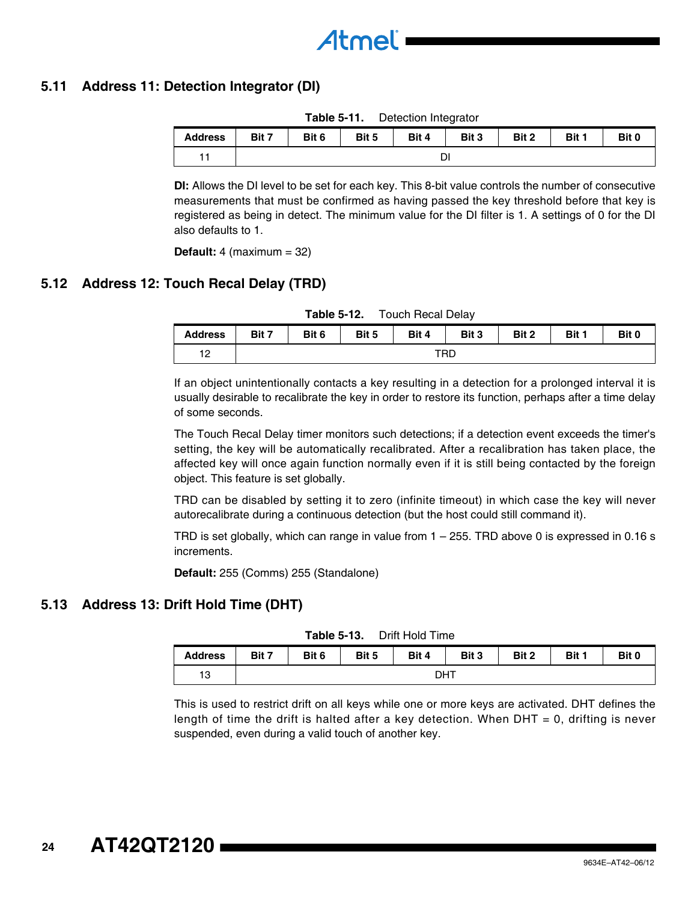## 5.11 Address 11: Detection Integrator (DI)

**Table 5-11.** Detection Integrator

| Address | Bit 7 | Bit 6 | Bit 5 | Bit 4 | Bit 3 | Bit 2 | Bit 1 | Bit 0 |
|---|---|---|---|---|---|---|---|---|
| 11 | DI | | | | | | | |

**DI:** Allows the DI level to be set for each key. This 8-bit value controls the number of consecutive measurements that must be confirmed as having passed the key threshold before that key is registered as being in detect. The minimum value for the DI filter is 1. A settings of 0 for the DI also defaults to 1.

**Default:** 4 (maximum = 32)

## 5.12 Address 12: Touch Recal Delay (TRD)

**Table 5-12.** Touch Recal Delay

| Address | Bit 7 | Bit 6 | Bit 5 | Bit 4 | Bit 3 | Bit 2 | Bit 1 | Bit 0 |
|---|---|---|---|---|---|---|---|---|
| 12 | TRD | | | | | | | |

If an object unintentionally contacts a key resulting in a detection for a prolonged interval it is usually desirable to recalibrate the key in order to restore its function, perhaps after a time delay of some seconds.

The Touch Recal Delay timer monitors such detections; if a detection event exceeds the timer's setting, the key will be automatically recalibrated. After a recalibration has taken place, the affected key will once again function normally even if it is still being contacted by the foreign object. This feature is set globally.

TRD can be disabled by setting it to zero (infinite timeout) in which case the key will never autorecalibrate during a continuous detection (but the host could still command it).

TRD is set globally, which can range in value from 1 – 255. TRD above 0 is expressed in 0.16 s increments.

**Default:** 255 (Comms) 255 (Standalone)

## 5.13 Address 13: Drift Hold Time (DHT)

**Table 5-13.** Drift Hold Time

| Address | Bit 7 | Bit 6 | Bit 5 | Bit 4 | Bit 3 | Bit 2 | Bit 1 | Bit 0 |
|---|---|---|---|---|---|---|---|---|
| 13 | DHT | | | | | | | |

This is used to restrict drift on all keys while one or more keys are activated. DHT defines the length of time the drift is halted after a key detection. When DHT = 0, drifting is never suspended, even during a valid touch of another key.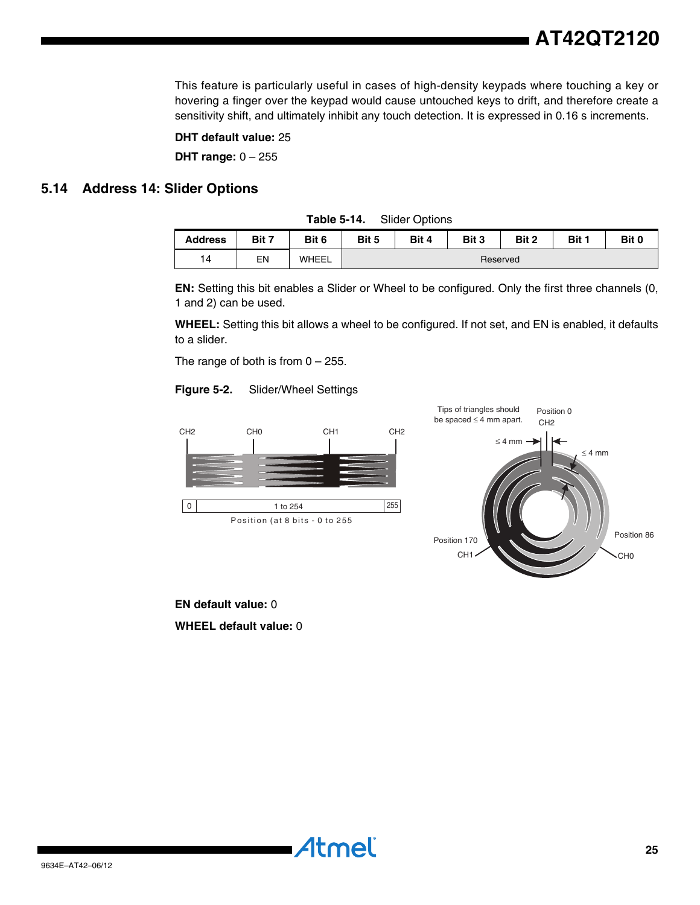This feature is particularly useful in cases of high-density keypads where touching a key or hovering a finger over the keypad would cause untouched keys to drift, and therefore create a sensitivity shift, and ultimately inhibit any touch detection. It is expressed in 0.16 s increments.

**DHT default value:** 25

**DHT range:** 0 – 255

## 5.14 Address 14: Slider Options

**Table 5-14.** Slider Options

| Address | Bit 7 | Bit 6 | Bit 5 | Bit 4 | Bit 3 | Bit 2 | Bit 1 | Bit 0 |
|---|---|---|---|---|---|---|---|---|
| 14 | EN | WHEEL | Reserved | | | | | |

**EN:** Setting this bit enables a Slider or Wheel to be configured. Only the first three channels (0, 1 and 2) can be used.

**WHEEL:** Setting this bit allows a wheel to be configured. If not set, and EN is enabled, it defaults to a slider.

The range of both is from 0 – 255.

**Figure 5-2.** Slider/Wheel Settings

CH2
CH0
CH1
CH2
0
1 to 254
255
Position (at 8 bits - 0 to 255

Tips of triangles should be spaced ≤ 4 mm apart.
Position 0
CH2
≤ 4 mm
≤ 4 mm
Position 170
CH1
Position 86
CH0

**EN default value:** 0

**WHEEL default value:** 0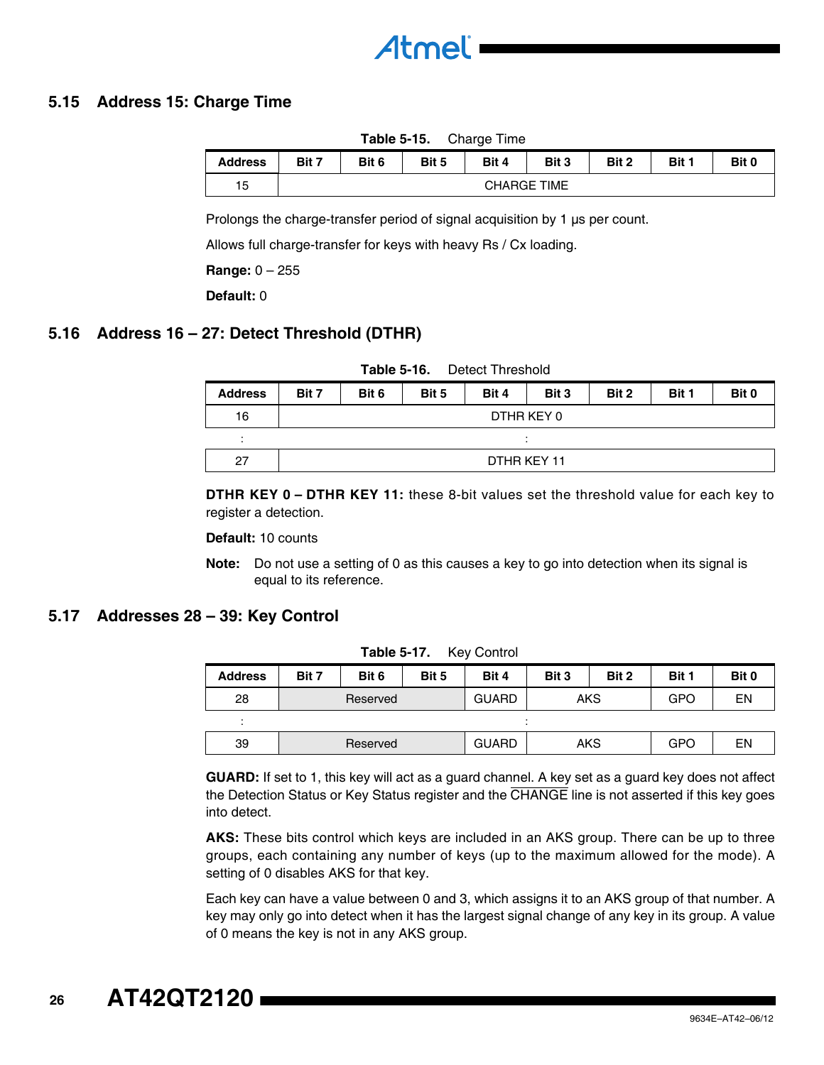## 5.15 Address 15: Charge Time

**Table 5-15.** Charge Time

| Address | Bit 7 | Bit 6 | Bit 5 | Bit 4 | Bit 3 | Bit 2 | Bit 1 | Bit 0 |
|---|---|---|---|---|---|---|---|---|
| 15 | CHARGE TIME | | | | | | | |

Prolongs the charge-transfer period of signal acquisition by 1 µs per count.

Allows full charge-transfer for keys with heavy Rs / Cx loading.

**Range:** 0 – 255

**Default:** 0

## 5.16 Address 16 – 27: Detect Threshold (DTHR)

**Table 5-16.** Detect Threshold

| Address | Bit 7 | Bit 6 | Bit 5 | Bit 4 | Bit 3 | Bit 2 | Bit 1 | Bit 0 |
|---|---|---|---|---|---|---|---|---|
| 16 | DTHR KEY 0 | | | | | | | |
| : | : | | | | | | | |
| 27 | DTHR KEY 11 | | | | | | | |

**DTHR KEY 0 – DTHR KEY 11:** these 8-bit values set the threshold value for each key to register a detection.

**Default:** 10 counts

**Note:** Do not use a setting of 0 as this causes a key to go into detection when its signal is equal to its reference.

## 5.17 Addresses 28 – 39: Key Control

**Table 5-17.** Key Control

| Address | Bit 7 | Bit 6 | Bit 5 | Bit 4 | Bit 3 | Bit 2 | Bit 1 | Bit 0 |
|---|---|---|---|---|---|---|---|---|
| 28 | Reserved | | | GUARD | AKS | | GPO | EN |
| : | : | | | | | | | |
| 39 | Reserved | | | GUARD | AKS | | GPO | EN |

**GUARD:** If set to 1, this key will act as a guard channel. A key set as a guard key does not affect the Detection Status or Key Status register and the $\overline{\text{CHANGE}}$ line is not asserted if this key goes into detect.

**AKS:** These bits control which keys are included in an AKS group. There can be up to three groups, each containing any number of keys (up to the maximum allowed for the mode). A setting of 0 disables AKS for that key.

Each key can have a value between 0 and 3, which assigns it to an AKS group of that number. A key may only go into detect when it has the largest signal change of any key in its group. A value of 0 means the key is not in any AKS group.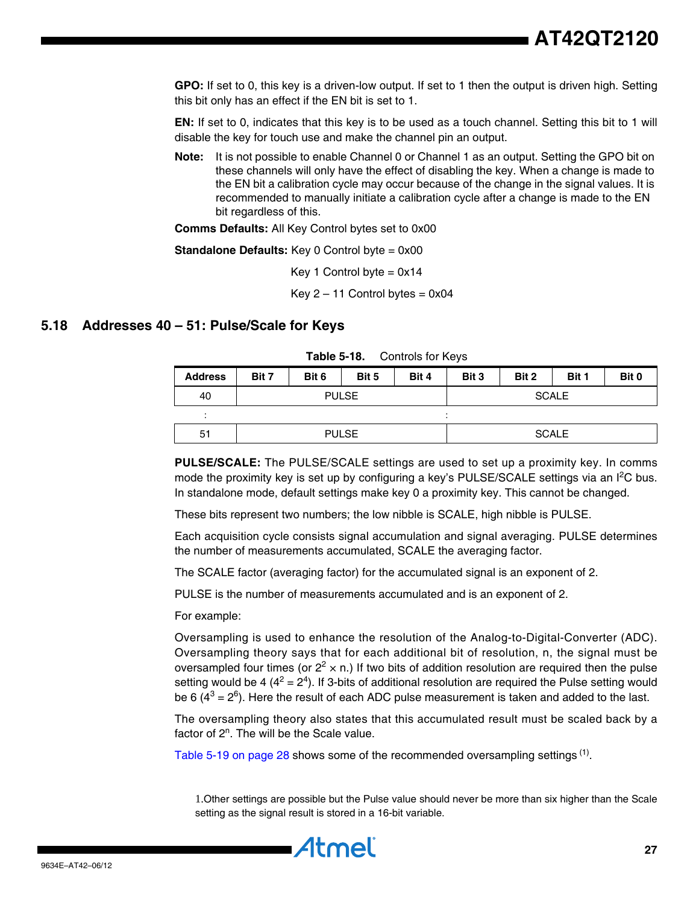**GPO:** If set to 0, this key is a driven-low output. If set to 1 then the output is driven high. Setting this bit only has an effect if the EN bit is set to 1.

**EN:** If set to 0, indicates that this key is to be used as a touch channel. Setting this bit to 1 will disable the key for touch use and make the channel pin an output.

**Note:** It is not possible to enable Channel 0 or Channel 1 as an output. Setting the GPO bit on these channels will only have the effect of disabling the key. When a change is made to the EN bit a calibration cycle may occur because of the change in the signal values. It is recommended to manually initiate a calibration cycle after a change is made to the EN bit regardless of this.

**Comms Defaults:** All Key Control bytes set to 0x00

**Standalone Defaults:** Key 0 Control byte = 0x00

Key 1 Control byte = 0x14

Key 2 – 11 Control bytes = 0x04

## 5.18 Addresses 40 – 51: Pulse/Scale for Keys

**Table 5-18.** Controls for Keys

| Address | Bit 7 | Bit 6 | Bit 5 | Bit 4 | Bit 3 | Bit 2 | Bit 1 | Bit 0 |
|---|---|---|---|---|---|---|---|---|
| 40 | PULSE | | | | SCALE | | | |
| : | | | | : | | | | |
| 51 | PULSE | | | | SCALE | | | |

**PULSE/SCALE:** The PULSE/SCALE settings are used to set up a proximity key. In comms mode the proximity key is set up by configuring a key's PULSE/SCALE settings via an I²C bus. In standalone mode, default settings make key 0 a proximity key. This cannot be changed.

These bits represent two numbers; the low nibble is SCALE, high nibble is PULSE.

Each acquisition cycle consists signal accumulation and signal averaging. PULSE determines the number of measurements accumulated, SCALE the averaging factor.

The SCALE factor (averaging factor) for the accumulated signal is an exponent of 2.

PULSE is the number of measurements accumulated and is an exponent of 2.

For example:

Oversampling is used to enhance the resolution of the Analog-to-Digital-Converter (ADC). Oversampling theory says that for each additional bit of resolution, n, the signal must be oversampled four times (or $2^2 \times$ n.) If two bits of addition resolution are required then the pulse setting would be 4 ($4^2 = 2^4$). If 3-bits of additional resolution are required the Pulse setting would be 6 ($4^3 = 2^6$). Here the result of each ADC pulse measurement is taken and added to the last.

The oversampling theory also states that this accumulated result must be scaled back by a factor of $2^n$. The will be the Scale value.

Table 5-19 on page 28 shows some of the recommended oversampling settings [1].

1.Other settings are possible but the Pulse value should never be more than six higher than the Scale setting as the signal result is stored in a 16-bit variable.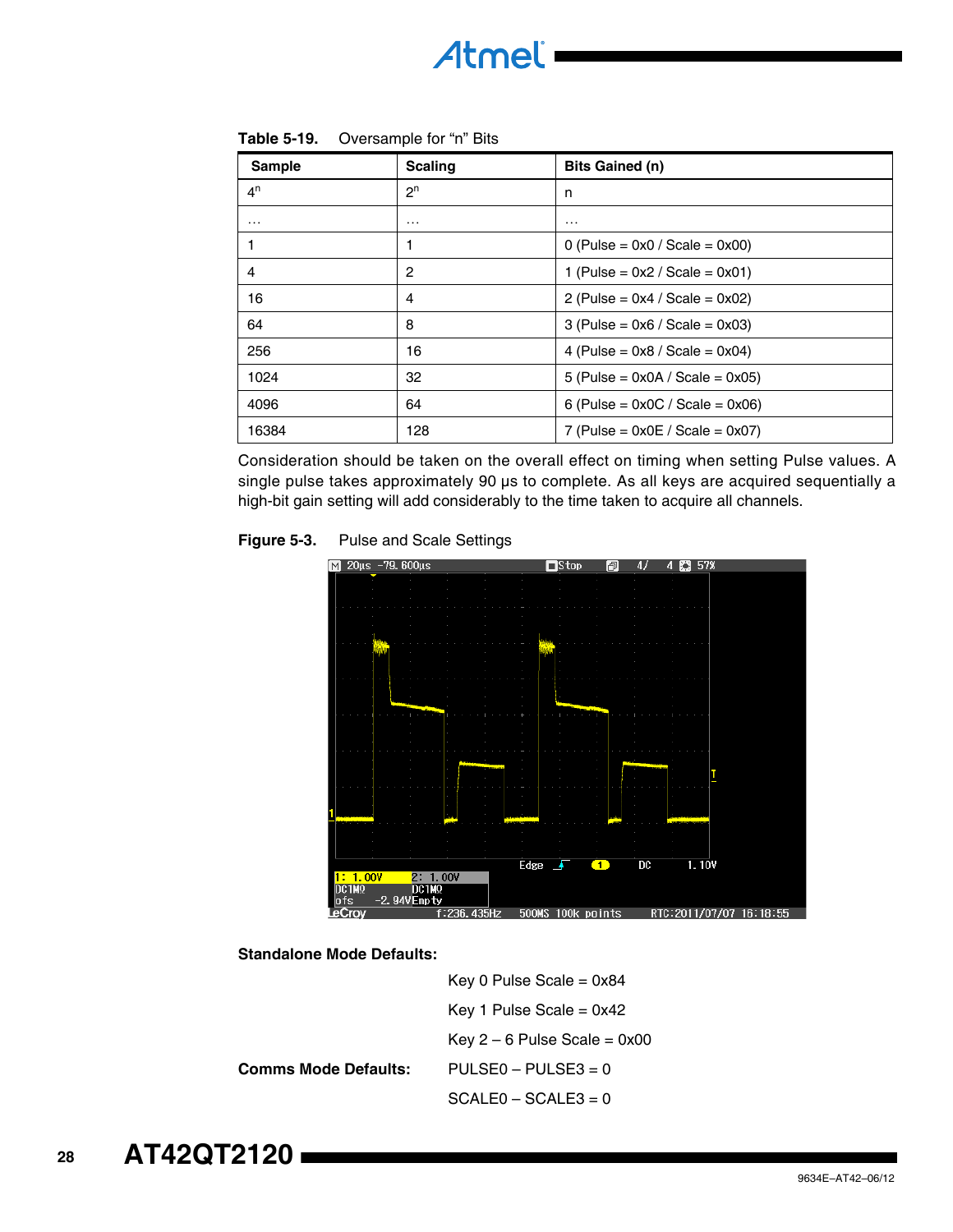**Table 5-19.** Oversample for "n" Bits

| Sample | Scaling | Bits Gained (n) |
|---|---|---|
| $4^n$ | $2^n$ | n |
| … | … | … |
| 1 | 1 | 0 (Pulse = 0x0 / Scale = 0x00) |
| 4 | 2 | 1 (Pulse = 0x2 / Scale = 0x01) |
| 16 | 4 | 2 (Pulse = 0x4 / Scale = 0x02) |
| 64 | 8 | 3 (Pulse = 0x6 / Scale = 0x03) |
| 256 | 16 | 4 (Pulse = 0x8 / Scale = 0x04) |
| 1024 | 32 | 5 (Pulse = 0x0A / Scale = 0x05) |
| 4096 | 64 | 6 (Pulse = 0x0C / Scale = 0x06) |
| 16384 | 128 | 7 (Pulse = 0x0E / Scale = 0x07) |

Consideration should be taken on the overall effect on timing when setting Pulse values. A single pulse takes approximately 90 µs to complete. As all keys are acquired sequentially a high-bit gain setting will add considerably to the time taken to acquire all channels.

**Figure 5-3.** Pulse and Scale Settings

M 20µs -79.600µs
Stop
4/ 4 57%
Edge 1 DC 1.10V
1: 1.00V
DC1MΩ
ofs -2.94V
2: 1.00V
DC1MΩ
Empty
LeCroy
f:236.435Hz
500MS 100k points
RTC:2011/07/07 16:18:55

**Standalone Mode Defaults:**

Key 0 Pulse Scale = 0x84

Key 1 Pulse Scale = 0x42

Key 2 – 6 Pulse Scale = 0x00

**Comms Mode Defaults:** PULSE0 – PULSE3 = 0

SCALE0 – SCALE3 = 0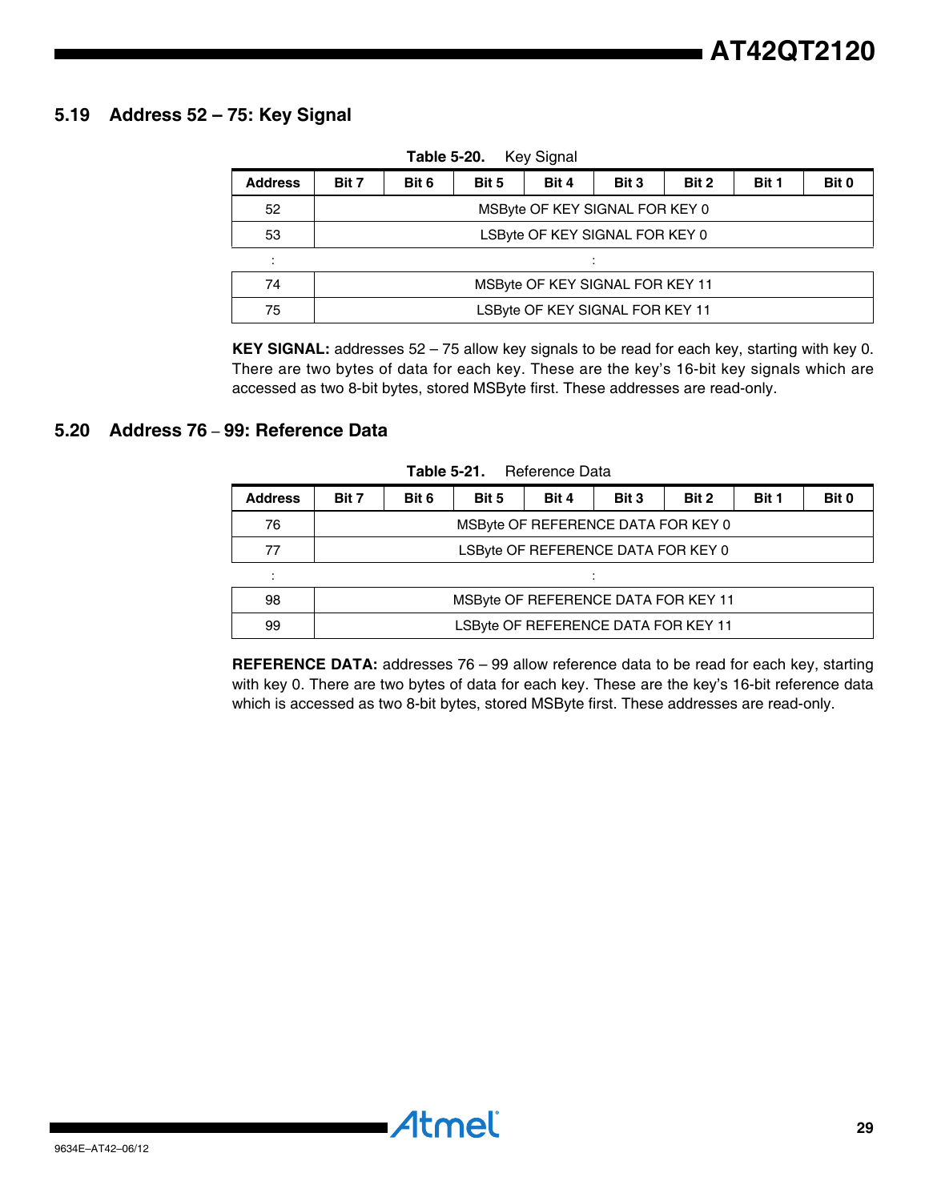## 5.19 Address 52 – 75: Key Signal

**Table 5-20.** Key Signal

| Address | Bit 7 | Bit 6 | Bit 5 | Bit 4 | Bit 3 | Bit 2 | Bit 1 | Bit 0 |
|---|---|---|---|---|---|---|---|---|
| 52 | MSByte OF KEY SIGNAL FOR KEY 0 | | | | | | | |
| 53 | LSByte OF KEY SIGNAL FOR KEY 0 | | | | | | | |
| : | : | | | | | | | |
| 74 | MSByte OF KEY SIGNAL FOR KEY 11 | | | | | | | |
| 75 | LSByte OF KEY SIGNAL FOR KEY 11 | | | | | | | |

**KEY SIGNAL:** addresses 52 – 75 allow key signals to be read for each key, starting with key 0. There are two bytes of data for each key. These are the key's 16-bit key signals which are accessed as two 8-bit bytes, stored MSByte first. These addresses are read-only.

## 5.20 Address 76 – 99: Reference Data

**Table 5-21.** Reference Data

| Address | Bit 7 | Bit 6 | Bit 5 | Bit 4 | Bit 3 | Bit 2 | Bit 1 | Bit 0 |
|---|---|---|---|---|---|---|---|---|
| 76 | MSByte OF REFERENCE DATA FOR KEY 0 | | | | | | | |
| 77 | LSByte OF REFERENCE DATA FOR KEY 0 | | | | | | | |
| : | : | | | | | | | |
| 98 | MSByte OF REFERENCE DATA FOR KEY 11 | | | | | | | |
| 99 | LSByte OF REFERENCE DATA FOR KEY 11 | | | | | | | |

**REFERENCE DATA:** addresses 76 – 99 allow reference data to be read for each key, starting with key 0. There are two bytes of data for each key. These are the key's 16-bit reference data which is accessed as two 8-bit bytes, stored MSByte first. These addresses are read-only.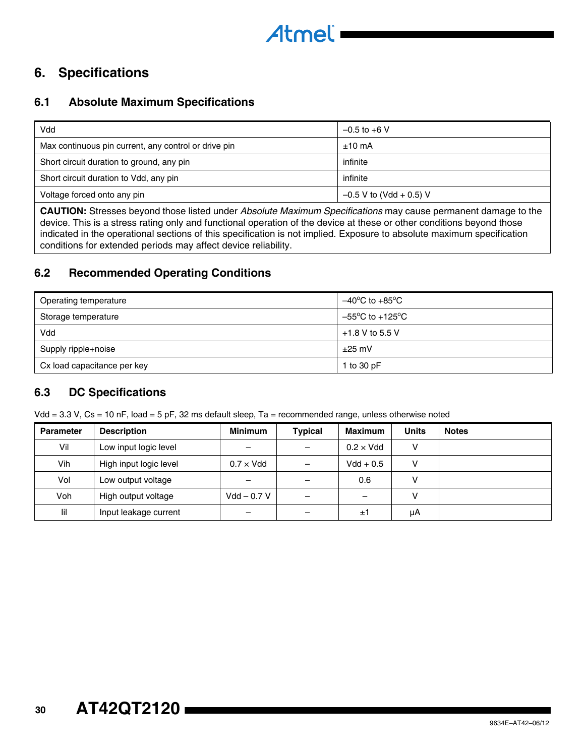# 6. Specifications

## 6.1 Absolute Maximum Specifications

| | |
|---|---|
| Vdd | –0.5 to +6 V |
| Max continuous pin current, any control or drive pin | ±10 mA |
| Short circuit duration to ground, any pin | infinite |
| Short circuit duration to Vdd, any pin | infinite |
| Voltage forced onto any pin | –0.5 V to (Vdd + 0.5) V |

**CAUTION:** Stresses beyond those listed under *Absolute Maximum Specifications* may cause permanent damage to the device. This is a stress rating only and functional operation of the device at these or other conditions beyond those indicated in the operational sections of this specification is not implied. Exposure to absolute maximum specification conditions for extended periods may affect device reliability.

## 6.2 Recommended Operating Conditions

| | |
|---|---|
| Operating temperature | –40°C to +85°C |
| Storage temperature | –55°C to +125°C |
| Vdd | +1.8 V to 5.5 V |
| Supply ripple+noise | ±25 mV |
| Cx load capacitance per key | 1 to 30 pF |

## 6.3 DC Specifications

Vdd = 3.3 V, Cs = 10 nF, load = 5 pF, 32 ms default sleep, Ta = recommended range, unless otherwise noted

| Parameter | Description | Minimum | Typical | Maximum | Units | Notes |
|---|---|---|---|---|---|---|
| Vil | Low input logic level | – | – | 0.2 × Vdd | V | |
| Vih | High input logic level | 0.7 × Vdd | – | Vdd + 0.5 | V | |
| Vol | Low output voltage | – | – | 0.6 | V | |
| Voh | High output voltage | Vdd – 0.7 V | – | – | V | |
| Iil | Input leakage current | – | – | ±1 | µA | |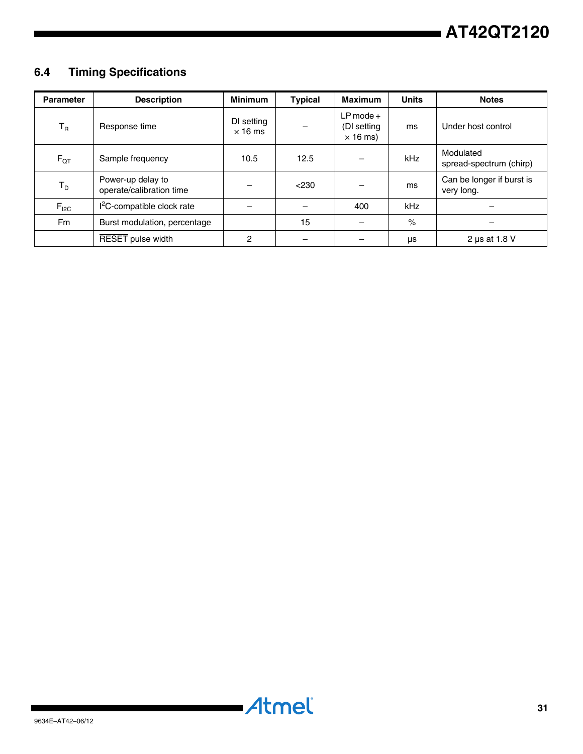## 6.4 Timing Specifications

| Parameter | Description | Minimum | Typical | Maximum | Units | Notes |
|---|---|---|---|---|---|---|
| $T_R$ | Response time | DI setting × 16 ms | – | LP mode + (DI setting × 16 ms) | ms | Under host control |
| $F_{QT}$ | Sample frequency | 10.5 | 12.5 | – | kHz | Modulated spread-spectrum (chirp) |
| $T_D$ | Power-up delay to operate/calibration time | – | <230 | – | ms | Can be longer if burst is very long. |
| $F_{I2C}$ | $I^2C$-compatible clock rate | – | – | 400 | kHz | – |
| Fm | Burst modulation, percentage | | 15 | – | % | – |
| | $\overline{\text{RESET}}$ pulse width | 2 | – | – | µs | 2 µs at 1.8 V |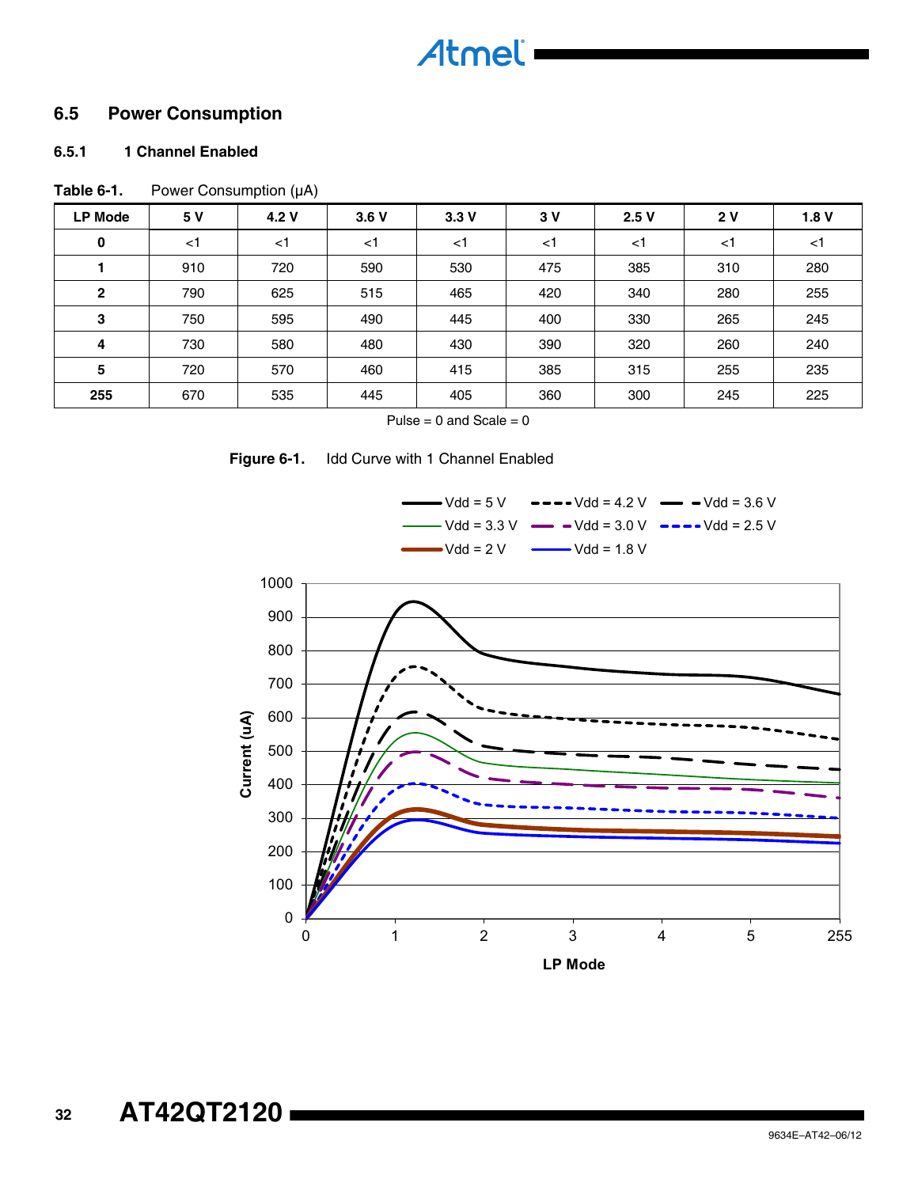## 6.5 Power Consumption

### 6.5.1 1 Channel Enabled

**Table 6-1.** Power Consumption (µA)

| LP Mode | 5 V | 4.2 V | 3.6 V | 3.3 V | 3 V | 2.5 V | 2 V | 1.8 V |
|---|---|---|---|---|---|---|---|---|
| **0** | <1 | <1 | <1 | <1 | <1 | <1 | <1 | <1 |
| **1** | 910 | 720 | 590 | 530 | 475 | 385 | 310 | 280 |
| **2** | 790 | 625 | 515 | 465 | 420 | 340 | 280 | 255 |
| **3** | 750 | 595 | 490 | 445 | 400 | 330 | 265 | 245 |
| **4** | 730 | 580 | 480 | 430 | 390 | 320 | 260 | 240 |
| **5** | 720 | 570 | 460 | 415 | 385 | 315 | 255 | 235 |
| **255** | 670 | 535 | 445 | 405 | 360 | 300 | 245 | 225 |

Pulse = 0 and Scale = 0

**Figure 6-1.** Idd Curve with 1 Channel Enabled

Vdd = 5 V
Vdd = 4.2 V
Vdd = 3.6 V
Vdd = 3.3 V
Vdd = 3.0 V
Vdd = 2.5 V
Vdd = 2 V
Vdd = 1.8 V

Current (uA)

1000
900
800
700
600
500
400
300
200
100
0

0
1
2
3
4
5
255

LP Mode

9634E–AT42–06/12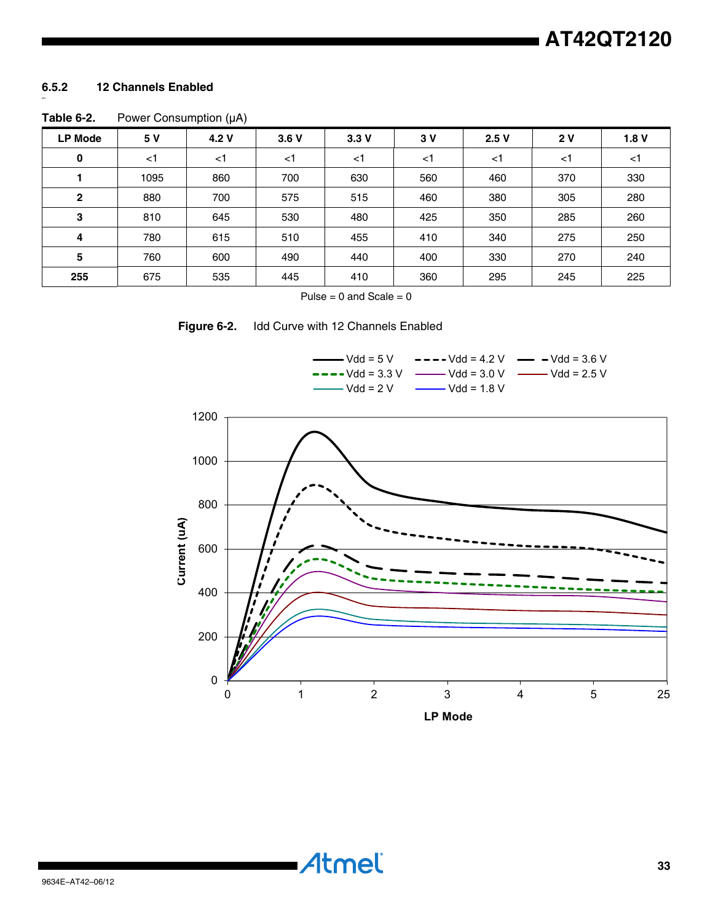### 6.5.2 12 Channels Enabled

**Table 6-2.** Power Consumption (µA)

| LP Mode | 5 V | 4.2 V | 3.6 V | 3.3 V | 3 V | 2.5 V | 2 V | 1.8 V |
|---|---|---|---|---|---|---|---|---|
| **0** | <1 | <1 | <1 | <1 | <1 | <1 | <1 | <1 |
| **1** | 1095 | 860 | 700 | 630 | 560 | 460 | 370 | 330 |
| **2** | 880 | 700 | 575 | 515 | 460 | 380 | 305 | 280 |
| **3** | 810 | 645 | 530 | 480 | 425 | 350 | 285 | 260 |
| **4** | 780 | 615 | 510 | 455 | 410 | 340 | 275 | 250 |
| **5** | 760 | 600 | 490 | 440 | 400 | 330 | 270 | 240 |
| **255** | 675 | 535 | 445 | 410 | 360 | 295 | 245 | 225 |

Pulse = 0 and Scale = 0

**Figure 6-2.** Idd Curve with 12 Channels Enabled

Vdd = 5 V
Vdd = 4.2 V
Vdd = 3.6 V
Vdd = 3.3 V
Vdd = 3.0 V
Vdd = 2.5 V
Vdd = 2 V
Vdd = 1.8 V

1200
1000
800
600
400
200
0

Current (uA)

0
1
2
3
4
5
25

LP Mode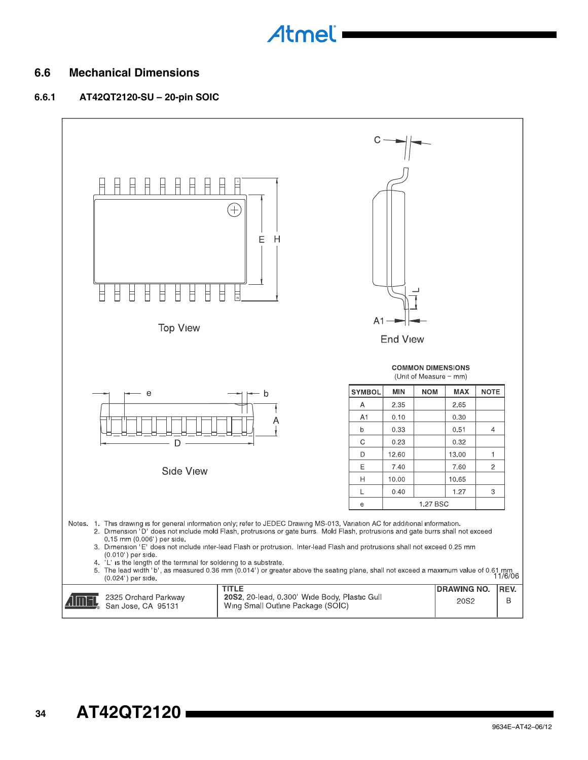## 6.6 Mechanical Dimensions

### 6.6.1 AT42QT2120-SU – 20-pin SOIC

Top View

End View

Side View

C

E H

L

A1

e b

A

D

**COMMON DIMENSIONS**
(Unit of Measure – mm)

| SYMBOL | MIN | NOM | MAX | NOTE |
|---|---|---|---|---|
| A | 2.35 | | 2.65 | |
| A1 | 0.10 | | 0.30 | |
| b | 0.33 | | 0.51 | 4 |
| C | 0.23 | | 0.32 | |
| D | 12.60 | | 13.00 | 1 |
| E | 7.40 | | 7.60 | 2 |
| H | 10.00 | | 10.65 | |
| L | 0.40 | | 1.27 | 3 |
| e | | 1.27 BSC | | |

Notes.
1. This drawing is for general information only; refer to JEDEC Drawing MS-013, Variation AC for additional information.
2. Dimension 'D' does not include mold Flash, protrusions or gate burrs. Mold Flash, protrusions and gate burrs shall not exceed 0.15 mm (0.006') per side.
3. Dimension 'E' does not include inter-lead Flash or protrusion. Inter-lead Flash and protrusions shall not exceed 0.25 mm (0.010') per side.
4. 'L' is the length of the terminal for soldering to a substrate.
5. The lead width 'b', as measured 0.36 mm (0.014') or greater above the seating plane, shall not exceed a maximum value of 0.61 mm (0.024') per side.

11/6/06

| | TITLE | DRAWING NO. | REV. |
|---|---|---|---|
| 2325 Orchard Parkway San Jose, CA 95131 | **20S2**, 20-lead, 0.300' Wide Body, Plastic Gull Wing Small Outline Package (SOIC) | 20S2 | B |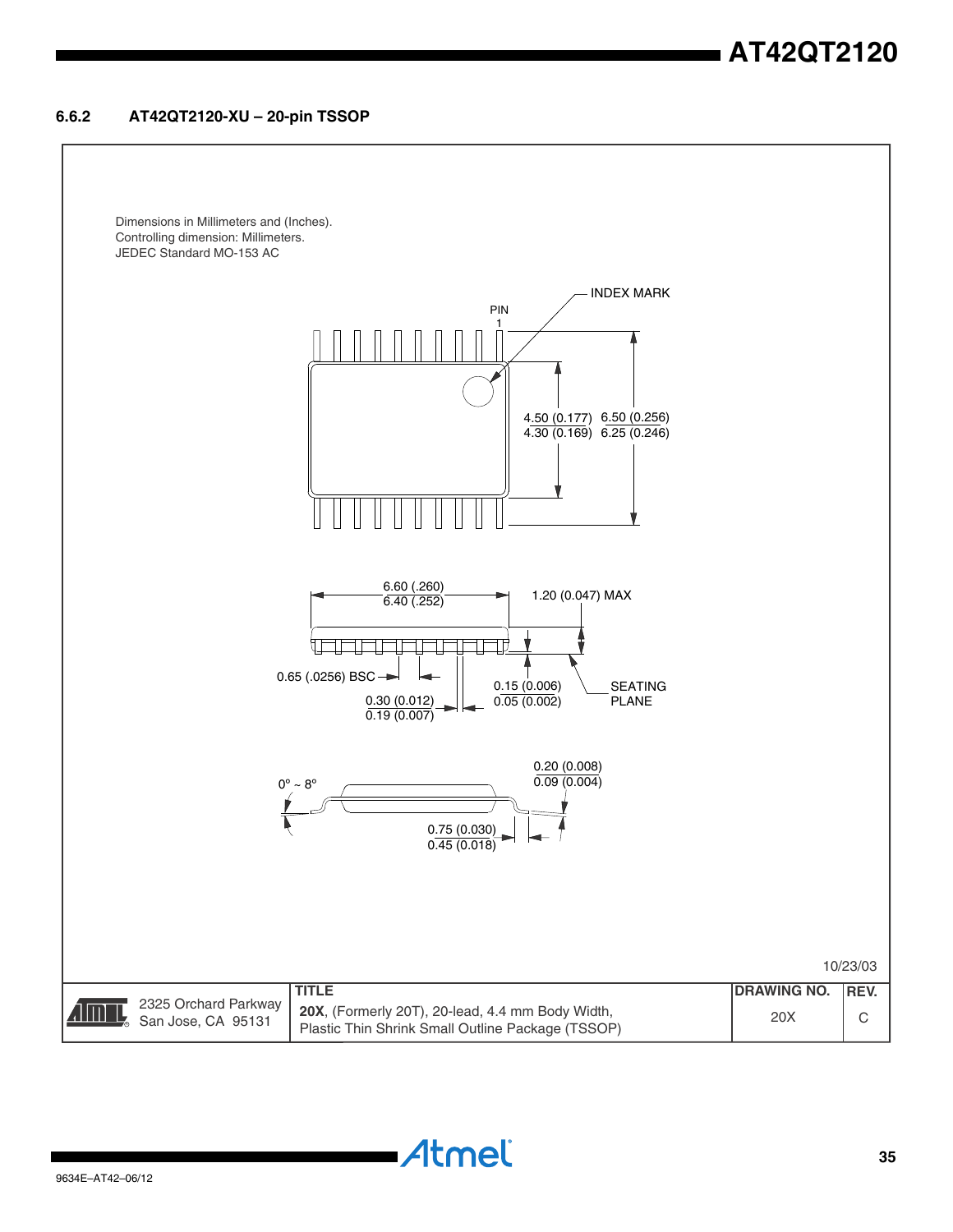### 6.6.2 AT42QT2120-XU – 20-pin TSSOP

Dimensions in Millimeters and (Inches).
Controlling dimension: Millimeters.
JEDEC Standard MO-153 AC

INDEX MARK

PIN 1

4.50 (0.177) / 4.30 (0.169)

6.50 (0.256) / 6.25 (0.246)

6.60 (.260) / 6.40 (.252)

1.20 (0.047) MAX

0.65 (.0256) BSC

0.30 (0.012) / 0.19 (0.007)

0.15 (0.006) / 0.05 (0.002)

SEATING PLANE

0° ~ 8°

0.20 (0.008) / 0.09 (0.004)

0.75 (0.030) / 0.45 (0.018)

10/23/03

| | TITLE | DRAWING NO. | REV. |
|---|---|---|---|
| 2325 Orchard Parkway San Jose, CA 95131 | **20X**, (Formerly 20T), 20-lead, 4.4 mm Body Width, Plastic Thin Shrink Small Outline Package (TSSOP) | 20X | C |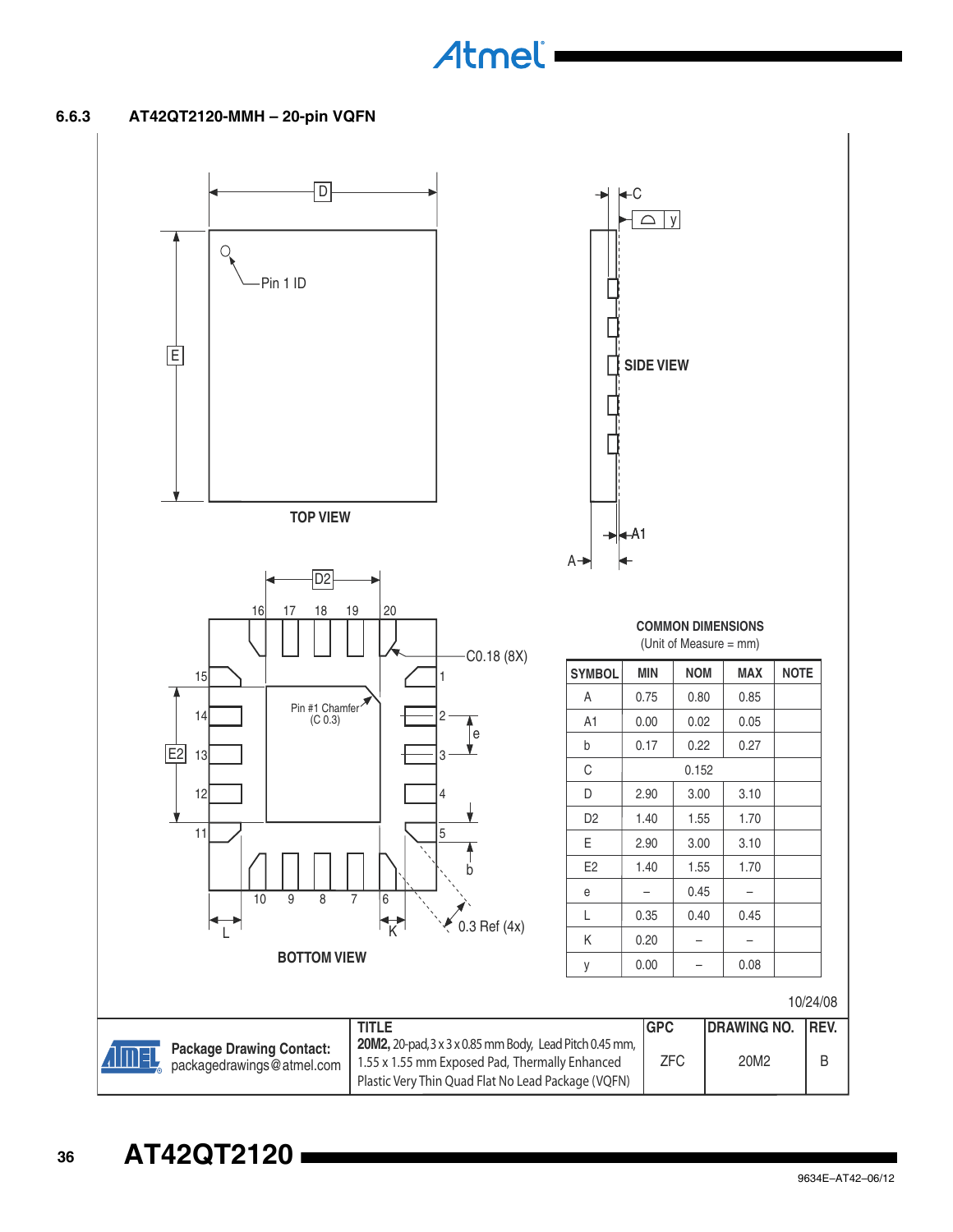### 6.6.3 AT42QT2120-MMH – 20-pin VQFN

D

E

Pin 1 ID

TOP VIEW

C

y

SIDE VIEW

A1

A

D2

16 17 18 19 20

15 14 13 12 11

1 2 3 4 5

10 9 8 7 6

E2

Pin #1 Chamfer (C 0.3)

C0.18 (8X)

e

b

0.3 Ref (4x)

L

K

BOTTOM VIEW

**COMMON DIMENSIONS**
(Unit of Measure = mm)

| SYMBOL | MIN | NOM | MAX | NOTE |
|---|---|---|---|---|
| A | 0.75 | 0.80 | 0.85 | |
| A1 | 0.00 | 0.02 | 0.05 | |
| b | 0.17 | 0.22 | 0.27 | |
| C | | 0.152 | | |
| D | 2.90 | 3.00 | 3.10 | |
| D2 | 1.40 | 1.55 | 1.70 | |
| E | 2.90 | 3.00 | 3.10 | |
| E2 | 1.40 | 1.55 | 1.70 | |
| e | – | 0.45 | – | |
| L | 0.35 | 0.40 | 0.45 | |
| K | 0.20 | – | – | |
| y | 0.00 | – | 0.08 | |

10/24/08

| Package Drawing Contact: packagedrawings@atmel.com | TITLE **20M2,** 20-pad, 3 x 3 x 0.85 mm Body, Lead Pitch 0.45 mm, 1.55 x 1.55 mm Exposed Pad, Thermally Enhanced Plastic Very Thin Quad Flat No Lead Package (VFQN) | GPC ZFC | DRAWING NO. 20M2 | REV. B |
|---|---|---|---|---|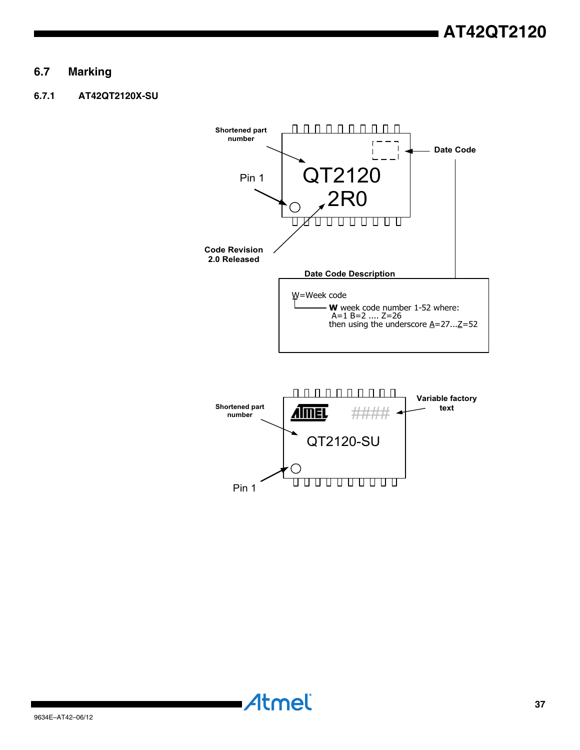## 6.7 Marking

### 6.7.1 AT42QT2120X-SU

Shortened part number

Pin 1

QT2120

2R0

Date Code

Code Revision 2.0 Released

**Date Code Description**

W=Week code

**W** week code number 1-52 where:
A=1 B=2 .... Z=26
then using the underscore A=27...Z=52

Shortened part number

ATMEL ####

Variable factory text

QT2120-SU

Pin 1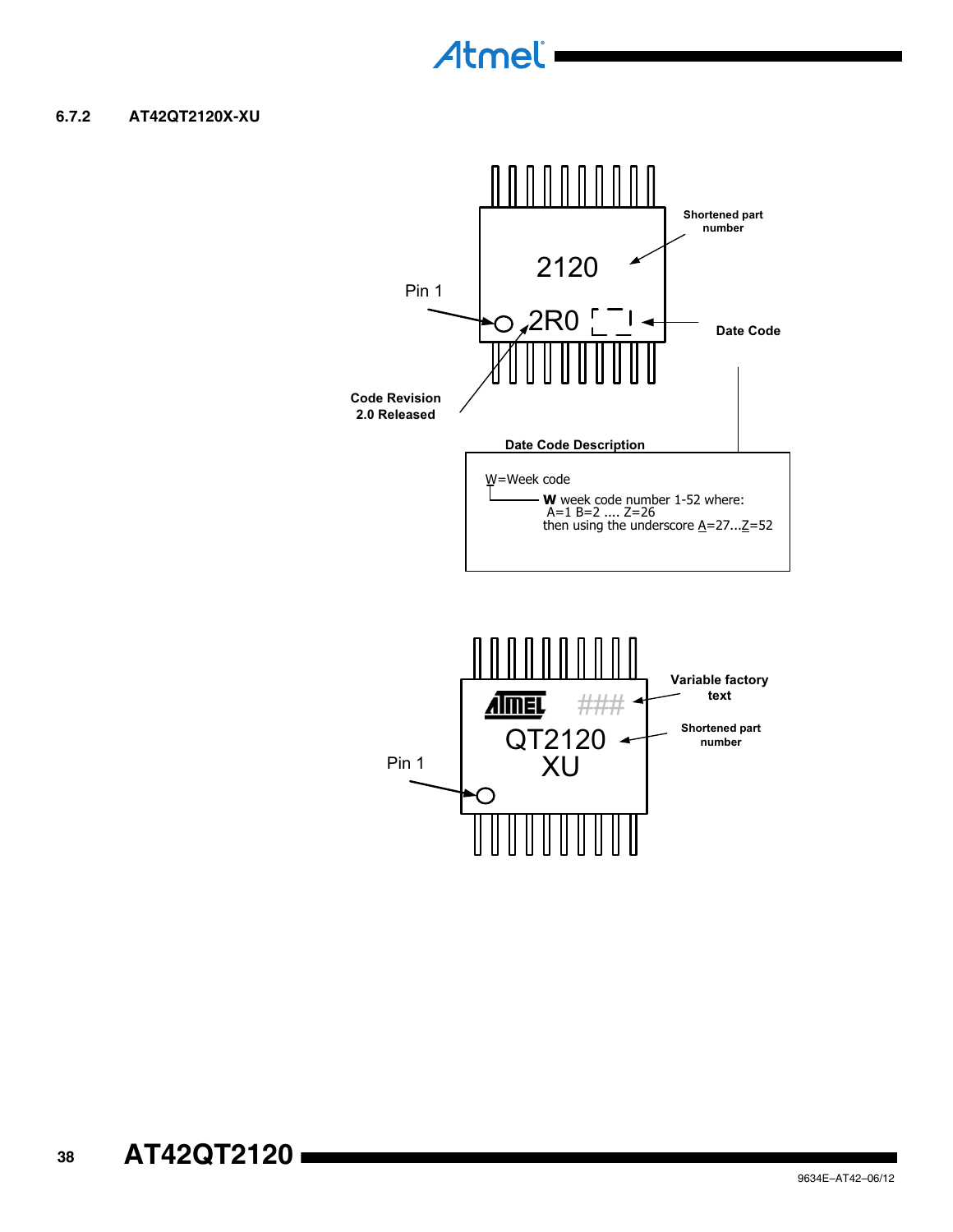### 6.7.2 AT42QT2120X-XU

Shortened part number

2120

Pin 1

2R0

Date Code

Code Revision
2.0 Released

**Date Code Description**

W=Week code
**W** week code number 1-52 where:
A=1 B=2 .... Z=26
then using the underscore A=27...Z=52

Variable factory text

###

Shortened part number

QT2120
XU

Pin 1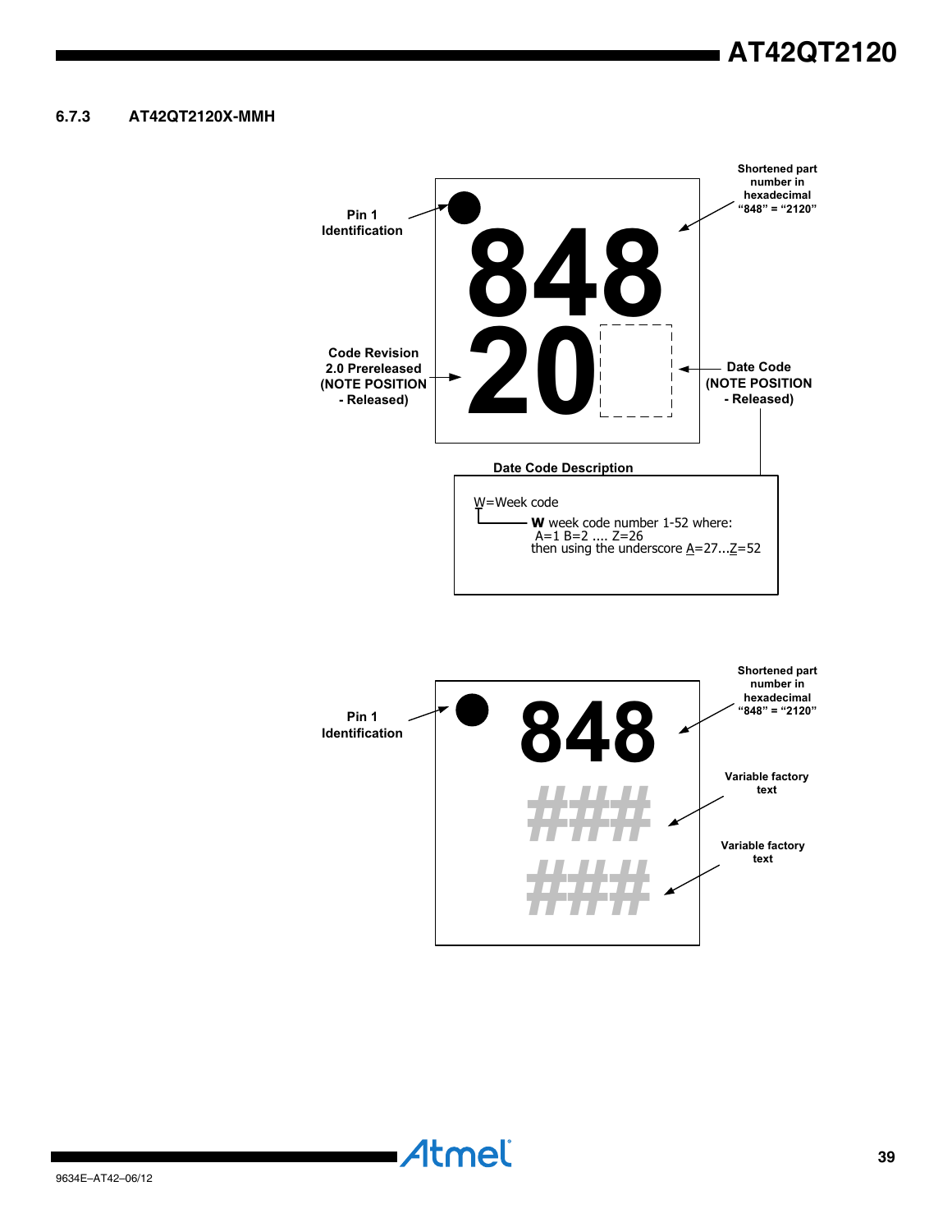### 6.7.3 AT42QT2120X-MMH

Pin 1 Identification

Shortened part number in hexadecimal "848" = "2120"

848

20

Code Revision 2.0 Prereleased (NOTE POSITION - Released)

Date Code (NOTE POSITION - Released)

**Date Code Description**

W=Week code

**W** week code number 1-52 where:
A=1 B=2 .... Z=26
then using the underscore A=27...Z=52

Pin 1 Identification

Shortened part number in hexadecimal "848" = "2120"

848

###

###

Variable factory text

Variable factory text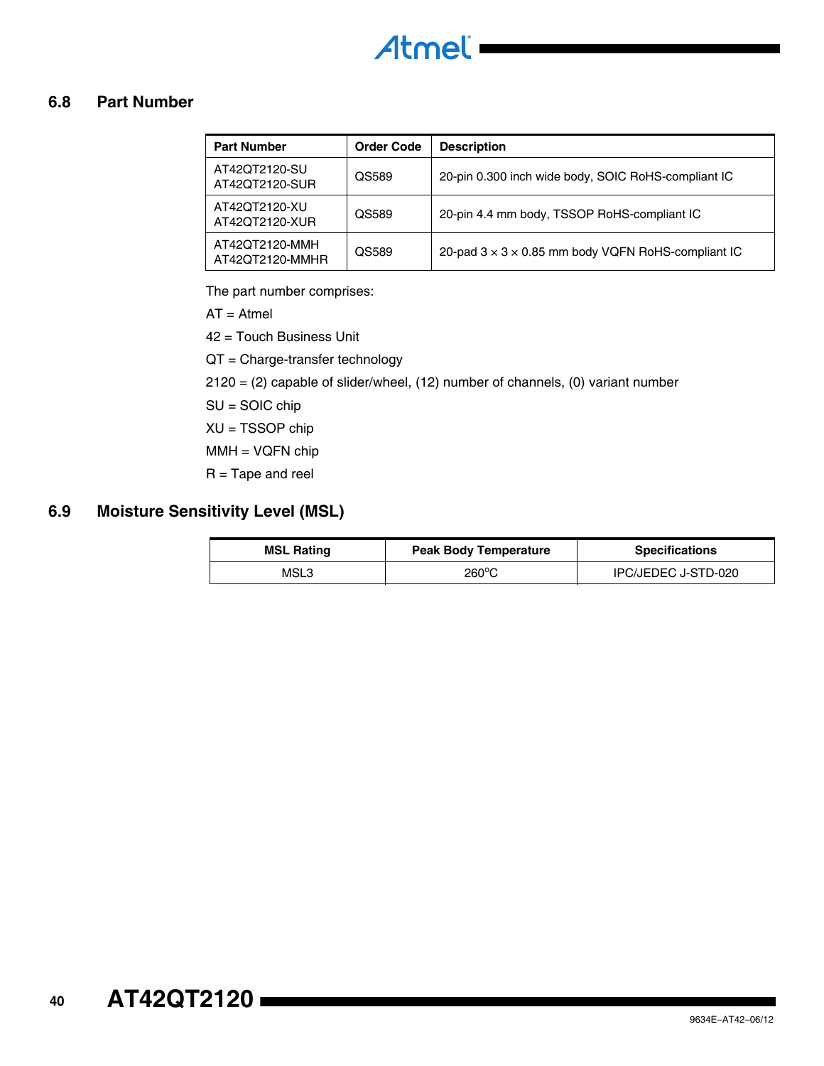### 6.8 Part Number

| Part Number | Order Code | Description |
|---|---|---|
| AT42QT2120-SU<br>AT42QT2120-SUR | QS589 | 20-pin 0.300 inch wide body, SOIC RoHS-compliant IC |
| AT42QT2120-XU<br>AT42QT2120-XUR | QS589 | 20-pin 4.4 mm body, TSSOP RoHS-compliant IC |
| AT42QT2120-MMH<br>AT42QT2120-MMHR | QS589 | 20-pad 3 × 3 × 0.85 mm body VQFN RoHS-compliant IC |

The part number comprises:

AT = Atmel

42 = Touch Business Unit

QT = Charge-transfer technology

2120 = (2) capable of slider/wheel, (12) number of channels, (0) variant number

SU = SOIC chip

XU = TSSOP chip

MMH = VQFN chip

R = Tape and reel

### 6.9 Moisture Sensitivity Level (MSL)

| MSL Rating | Peak Body Temperature | Specifications |
|---|---|---|
| MSL3 | 260°C | IPC/JEDEC J-STD-020 |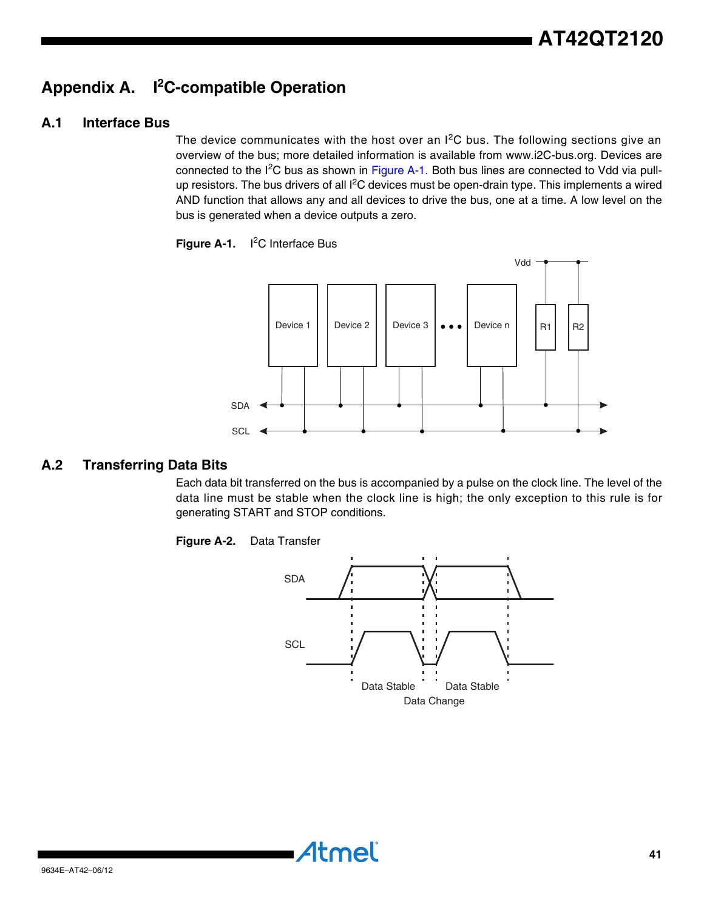# Appendix A. I²C-compatible Operation

## A.1 Interface Bus

The device communicates with the host over an I²C bus. The following sections give an overview of the bus; more detailed information is available from www.i2C-bus.org. Devices are connected to the I²C bus as shown in Figure A-1. Both bus lines are connected to Vdd via pull-up resistors. The bus drivers of all I²C devices must be open-drain type. This implements a wired AND function that allows any and all devices to drive the bus, one at a time. A low level on the bus is generated when a device outputs a zero.

**Figure A-1.** I²C Interface Bus

Vdd
Device 1
Device 2
Device 3
Device n
R1
R2
SDA
SCL

## A.2 Transferring Data Bits

Each data bit transferred on the bus is accompanied by a pulse on the clock line. The level of the data line must be stable when the clock line is high; the only exception to this rule is for generating START and STOP conditions.

**Figure A-2.** Data Transfer

SDA
SCL
Data Stable
Data Stable
Data Change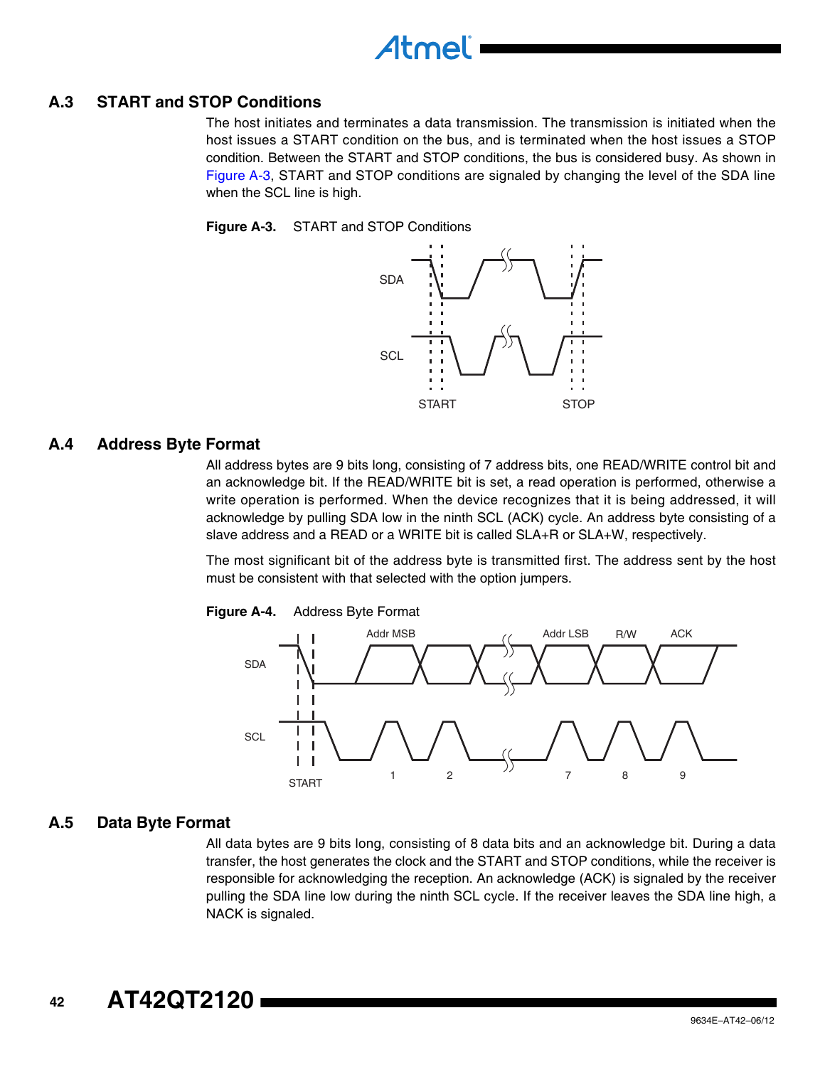## A.3 START and STOP Conditions

The host initiates and terminates a data transmission. The transmission is initiated when the host issues a START condition on the bus, and is terminated when the host issues a STOP condition. Between the START and STOP conditions, the bus is considered busy. As shown in Figure A-3, START and STOP conditions are signaled by changing the level of the SDA line when the SCL line is high.

**Figure A-3.** START and STOP Conditions

SDA
SCL
START
STOP

## A.4 Address Byte Format

All address bytes are 9 bits long, consisting of 7 address bits, one READ/WRITE control bit and an acknowledge bit. If the READ/WRITE bit is set, a read operation is performed, otherwise a write operation is performed. When the device recognizes that it is being addressed, it will acknowledge by pulling SDA low in the ninth SCL (ACK) cycle. An address byte consisting of a slave address and a READ or a WRITE bit is called SLA+R or SLA+W, respectively.

The most significant bit of the address byte is transmitted first. The address sent by the host must be consistent with that selected with the option jumpers.

**Figure A-4.** Address Byte Format

Addr MSB
Addr LSB
R/W
ACK
SDA
SCL
START
1
2
7
8
9

## A.5 Data Byte Format

All data bytes are 9 bits long, consisting of 8 data bits and an acknowledge bit. During a data transfer, the host generates the clock and the START and STOP conditions, while the receiver is responsible for acknowledging the reception. An acknowledge (ACK) is signaled by the receiver pulling the SDA line low during the ninth SCL cycle. If the receiver leaves the SDA line high, a NACK is signaled.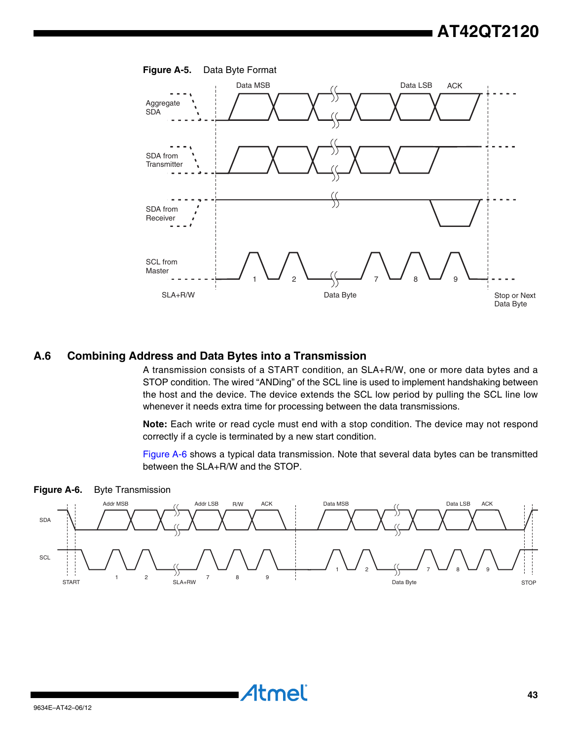**Figure A-5.** Data Byte Format

Aggregate SDA

SDA from Transmitter

SDA from Receiver

SCL from Master

Data MSB

Data LSB

ACK

1 2 7 8 9

SLA+R/W

Data Byte

Stop or Next Data Byte

## A.6 Combining Address and Data Bytes into a Transmission

A transmission consists of a START condition, an SLA+R/W, one or more data bytes and a STOP condition. The wired "ANDing" of the SCL line is used to implement handshaking between the host and the device. The device extends the SCL low period by pulling the SCL line low whenever it needs extra time for processing between the data transmissions.

**Note:** Each write or read cycle must end with a stop condition. The device may not respond correctly if a cycle is terminated by a new start condition.

Figure A-6 shows a typical data transmission. Note that several data bytes can be transmitted between the SLA+R/W and the STOP.

**Figure A-6.** Byte Transmission

SDA

SCL

Addr MSB

Addr LSB

R/W

ACK

Data MSB

Data LSB

ACK

START

1 2 7 8 9

SLA+RW

1 2 7 8 9

Data Byte

STOP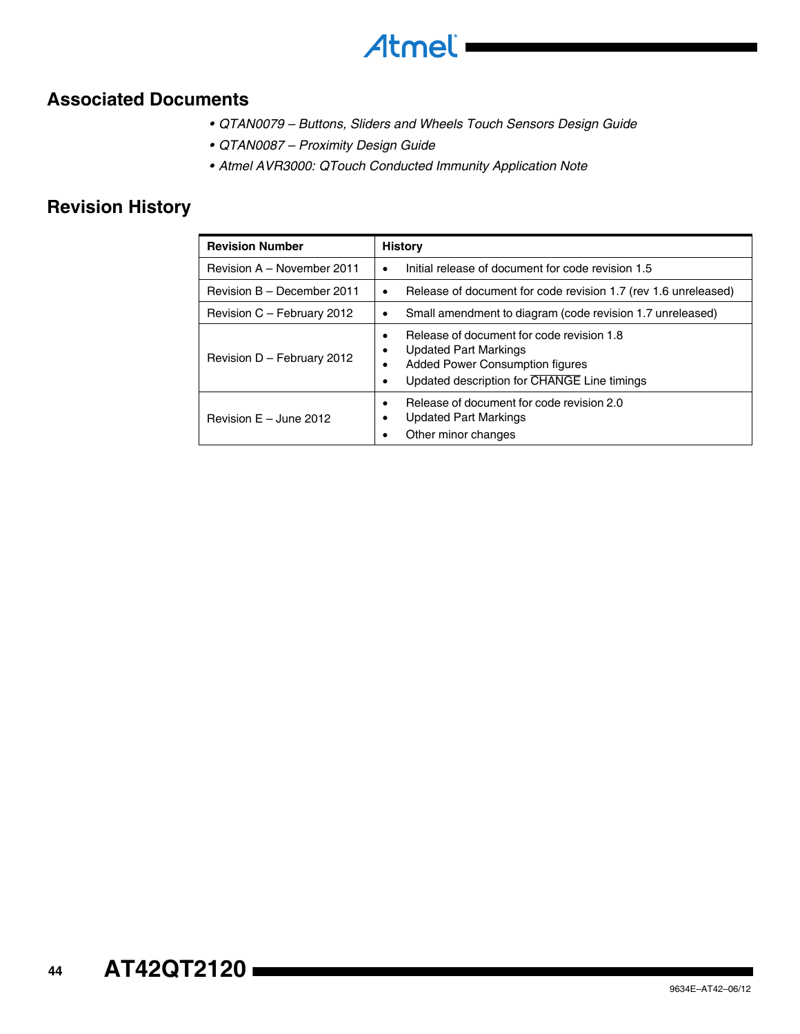## Associated Documents

- *QTAN0079 – Buttons, Sliders and Wheels Touch Sensors Design Guide*
- *QTAN0087 – Proximity Design Guide*
- *Atmel AVR3000: QTouch Conducted Immunity Application Note*

## Revision History

| Revision Number | History |
|---|---|
| Revision A – November 2011 | • Initial release of document for code revision 1.5 |
| Revision B – December 2011 | • Release of document for code revision 1.7 (rev 1.6 unreleased) |
| Revision C – February 2012 | • Small amendment to diagram (code revision 1.7 unreleased) |
| Revision D – February 2012 | • Release of document for code revision 1.8<br>• Updated Part Markings<br>• Added Power Consumption figures<br>• Updated description for $\overline{\text{CHANGE}}$ Line timings |
| Revision E – June 2012 | • Release of document for code revision 2.0<br>• Updated Part Markings<br>• Other minor changes |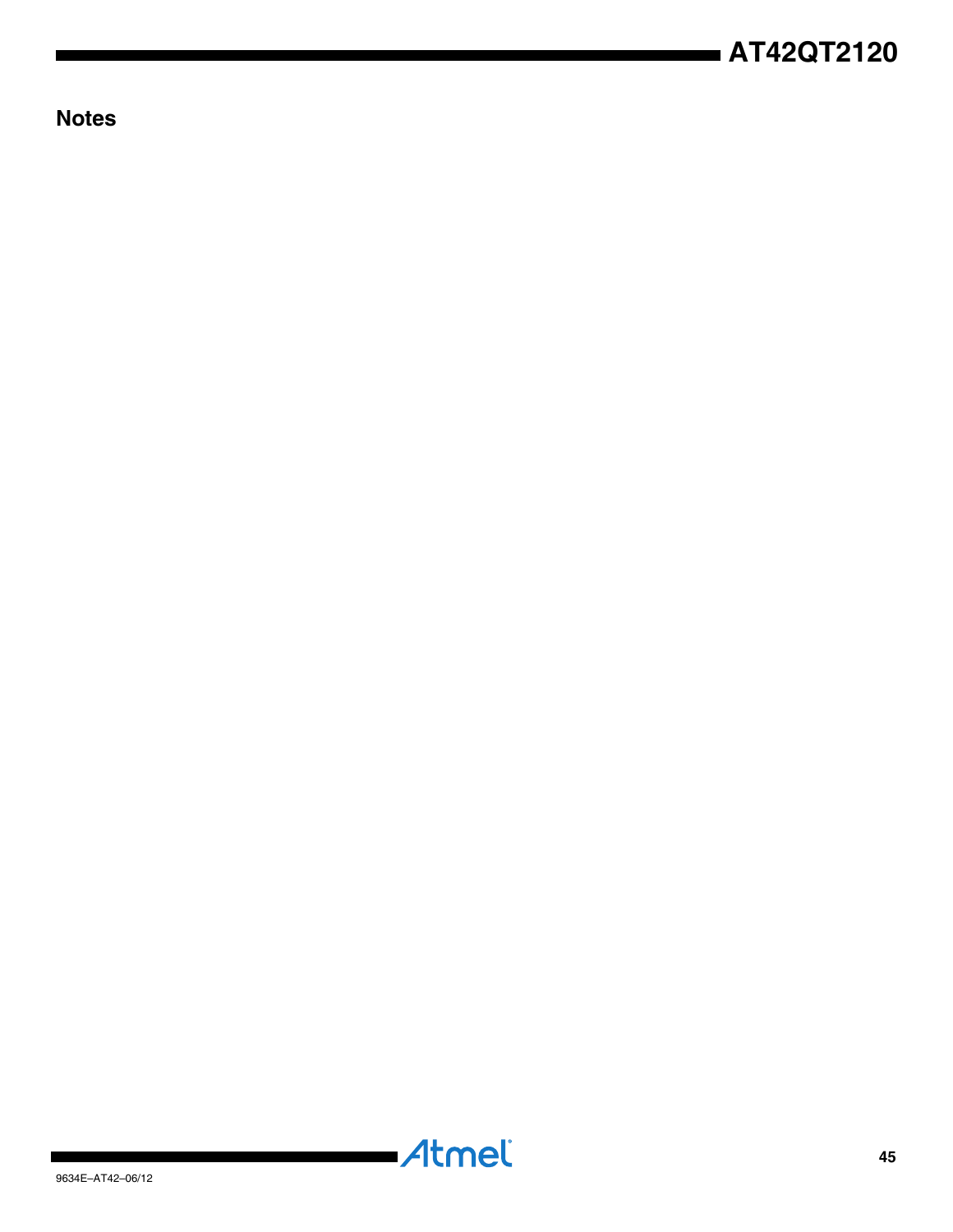## Notes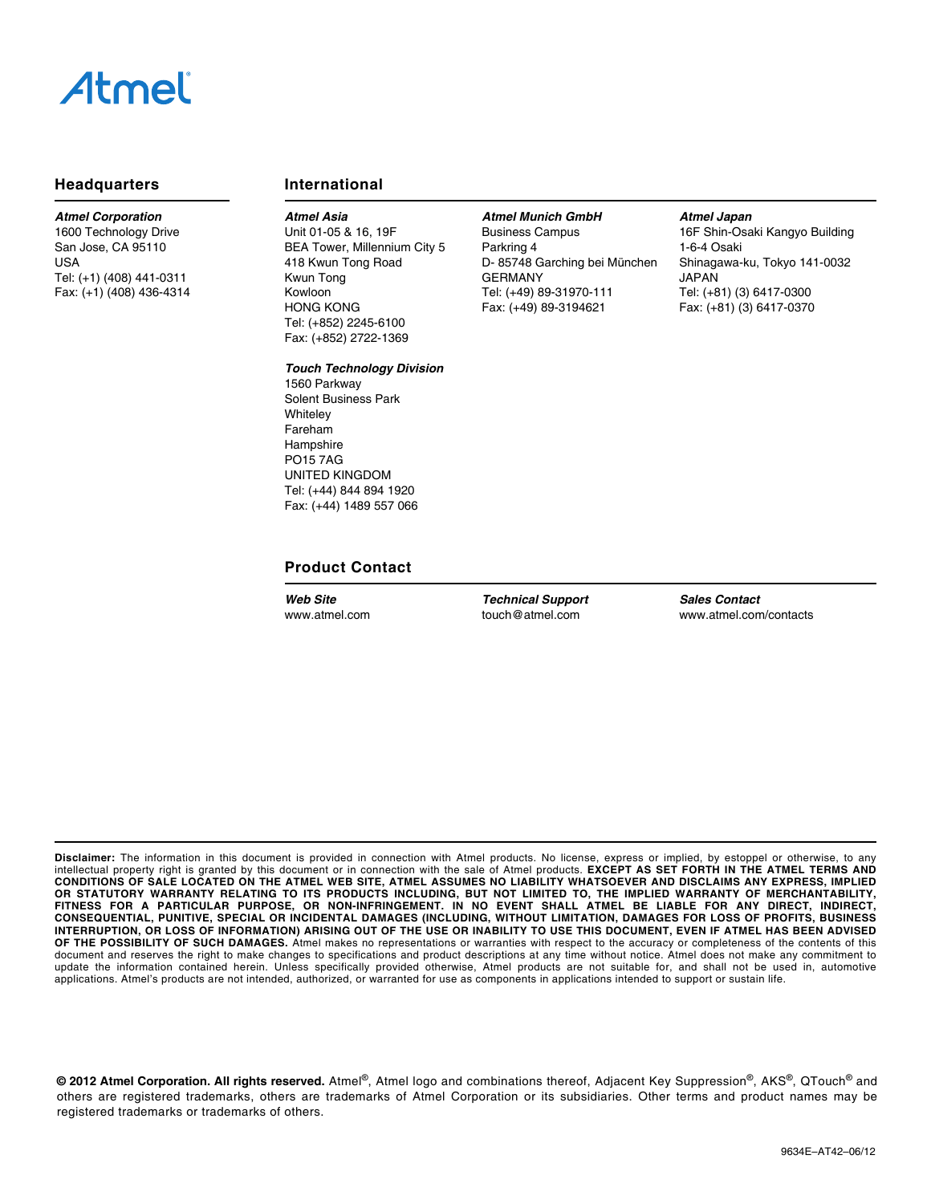Atmel

## Headquarters

***Atmel Corporation***
1600 Technology Drive
San Jose, CA 95110
USA
Tel: (+1) (408) 441-0311
Fax: (+1) (408) 436-4314

## International

***Atmel Asia***
Unit 01-05 & 16, 19F
BEA Tower, Millennium City 5
418 Kwun Tong Road
Kwun Tong
Kowloon
HONG KONG
Tel: (+852) 2245-6100
Fax: (+852) 2722-1369

***Touch Technology Division***
1560 Parkway
Solent Business Park
Whiteley
Fareham
Hampshire
PO15 7AG
UNITED KINGDOM
Tel: (+44) 844 894 1920
Fax: (+44) 1489 557 066

***Atmel Munich GmbH***
Business Campus
Parkring 4
D- 85748 Garching bei München
GERMANY
Tel: (+49) 89-31970-111
Fax: (+49) 89-3194621

***Atmel Japan***
16F Shin-Osaki Kangyo Building
1-6-4 Osaki
Shinagawa-ku, Tokyo 141-0032
JAPAN
Tel: (+81) (3) 6417-0300
Fax: (+81) (3) 6417-0370

## Product Contact

***Web Site***
www.atmel.com

***Technical Support***
touch@atmel.com

***Sales Contact***
www.atmel.com/contacts

**Disclaimer:** The information in this document is provided in connection with Atmel products. No license, express or implied, by estoppel or otherwise, to any intellectual property right is granted by this document or in connection with the sale of Atmel products. **EXCEPT AS SET FORTH IN THE ATMEL TERMS AND CONDITIONS OF SALE LOCATED ON THE ATMEL WEB SITE, ATMEL ASSUMES NO LIABILITY WHATSOEVER AND DISCLAIMS ANY EXPRESS, IMPLIED OR STATUTORY WARRANTY RELATING TO ITS PRODUCTS INCLUDING, BUT NOT LIMITED TO, THE IMPLIED WARRANTY OF MERCHANTABILITY, FITNESS FOR A PARTICULAR PURPOSE, OR NON-INFRINGEMENT. IN NO EVENT SHALL ATMEL BE LIABLE FOR ANY DIRECT, INDIRECT, CONSEQUENTIAL, PUNITIVE, SPECIAL OR INCIDENTAL DAMAGES (INCLUDING, WITHOUT LIMITATION, DAMAGES FOR LOSS OF PROFITS, BUSINESS INTERRUPTION, OR LOSS OF INFORMATION) ARISING OUT OF THE USE OR INABILITY TO USE THIS DOCUMENT, EVEN IF ATMEL HAS BEEN ADVISED OF THE POSSIBILITY OF SUCH DAMAGES.** Atmel makes no representations or warranties with respect to the accuracy or completeness of the contents of this document and reserves the right to make changes to specifications and product descriptions at any time without notice. Atmel does not make any commitment to update the information contained herein. Unless specifically provided otherwise, Atmel products are not suitable for, and shall not be used in, automotive applications. Atmel's products are not intended, authorized, or warranted for use as components in applications intended to support or sustain life.

**© 2012 Atmel Corporation. All rights reserved.** Atmel®, Atmel logo and combinations thereof, Adjacent Key Suppression®, AKS®, QTouch® and others are registered trademarks, others are trademarks of Atmel Corporation or its subsidiaries. Other terms and product names may be registered trademarks or trademarks of others.

9634E–AT42–06/12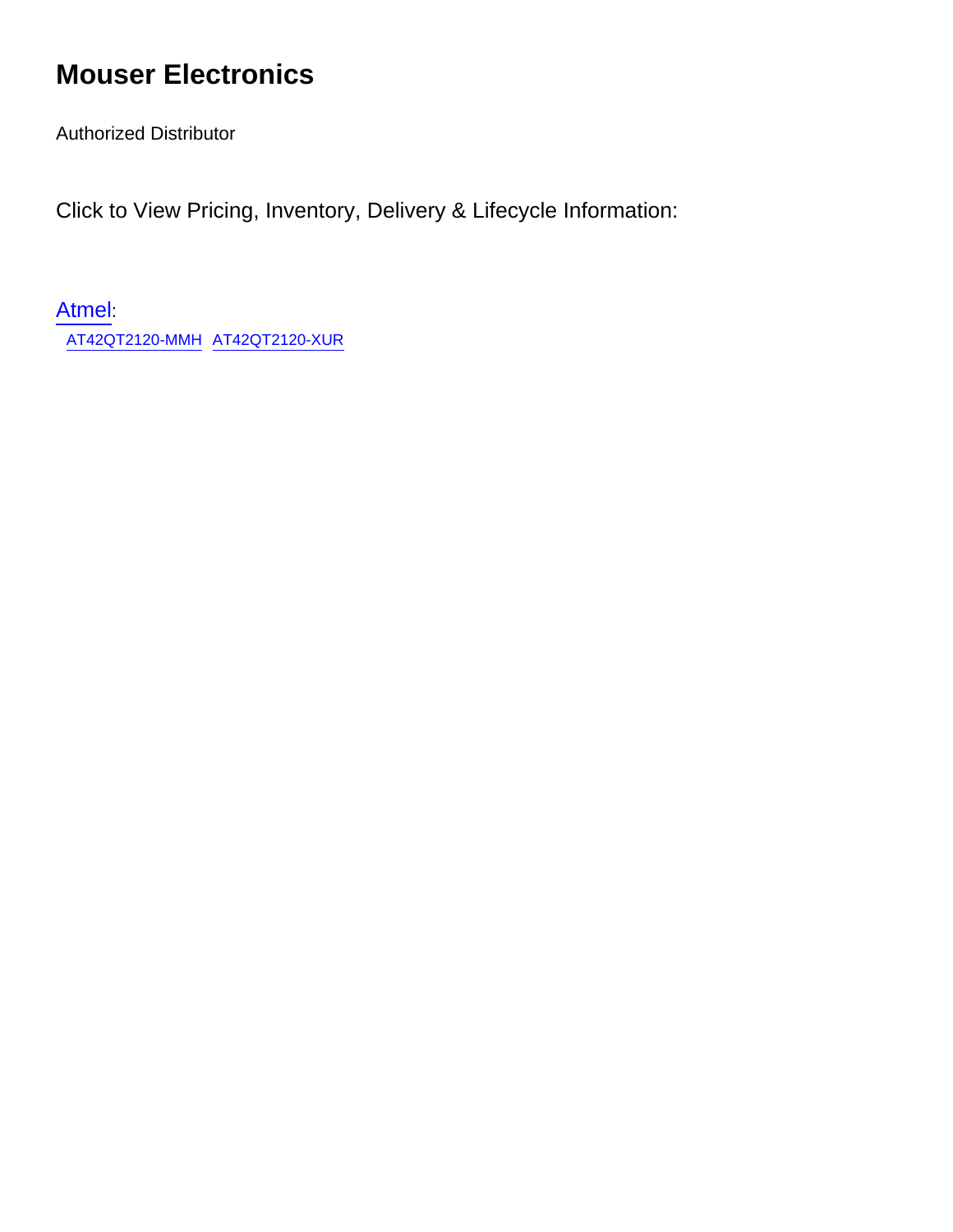# Mouser Electronics

Authorized Distributor

Click to View Pricing, Inventory, Delivery & Lifecycle Information:

Atmel:

AT42QT2120-MMH AT42QT2120-XUR